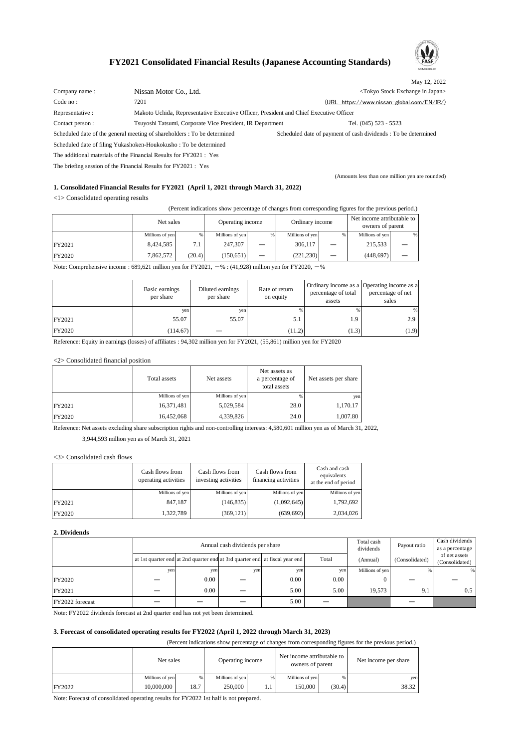# FY2021 Consolidated Financial Results (Japanese Accounting Standards)

May 12, 2022

| | | |
|---|---|---|
| Company name : | Nissan Motor Co., Ltd. | <Tokyo Stock Exchange in Japan> |
| Code no : | 7201 | (URL https://www.nissan-global.com/EN/IR/) |
| Representative : | Makoto Uchida, Representative Executive Officer, President and Chief Executive Officer | |
| Contact person : | Tsuyoshi Tatsumi, Corporate Vice President, IR Department | Tel. (045) 523 - 5523 |

Scheduled date of the general meeting of shareholders : To be determined
Scheduled date of payment of cash dividends : To be determined
Scheduled date of filing Yukashoken-Houkokusho : To be determined
The additional materials of the Financial Results for FY2021 : Yes
The briefing session of the Financial Results for FY2021 : Yes

(Amounts less than one million yen are rounded)

## 1. Consolidated Financial Results for FY2021 (April 1, 2021 through March 31, 2022)

<1> Consolidated operating results

(Percent indications show percentage of changes from corresponding figures for the previous period.)

| | Net sales | | Operating income | | Ordinary income | | Net income attributable to owners of parent | |
|---|---|---|---|---|---|---|---|---|
| | Millions of yen | % | Millions of yen | % | Millions of yen | % | Millions of yen | % |
| FY2021 | 8,424,585 | 7.1 | 247,307 | — | 306,117 | — | 215,533 | — |
| FY2020 | 7,862,572 | (20.4) | (150,651) | — | (221,230) | — | (448,697) | — |

Note: Comprehensive income : 689,621 million yen for FY2021, －% : (41,928) million yen for FY2020, －%

| | Basic earnings per share | Diluted earnings per share | Rate of return on equity | Ordinary income as a percentage of total assets | Operating income as a percentage of net sales |
|---|---|---|---|---|---|
| | yen | yen | % | % | % |
| FY2021 | 55.07 | 55.07 | 5.1 | 1.9 | 2.9 |
| FY2020 | (114.67) | — | (11.2) | (1.3) | (1.9) |

Reference: Equity in earnings (losses) of affiliates : 94,302 million yen for FY2021, (55,861) million yen for FY2020

<2> Consolidated financial position

| | Total assets | Net assets | Net assets as a percentage of total assets | Net assets per share |
|---|---|---|---|---|
| | Millions of yen | Millions of yen | % | yen |
| FY2021 | 16,371,481 | 5,029,584 | 28.0 | 1,170.17 |
| FY2020 | 16,452,068 | 4,339,826 | 24.0 | 1,007.80 |

Reference: Net assets excluding share subscription rights and non-controlling interests: 4,580,601 million yen as of March 31, 2022, 3,944,593 million yen as of March 31, 2021

<3> Consolidated cash flows

| | Cash flows from operating activities | Cash flows from investing activities | Cash flows from financing activities | Cash and cash equivalents at the end of period |
|---|---|---|---|---|
| | Millions of yen | Millions of yen | Millions of yen | Millions of yen |
| FY2021 | 847,187 | (146,835) | (1,092,645) | 1,792,692 |
| FY2020 | 1,322,789 | (369,121) | (639,692) | 2,034,026 |

## 2. Dividends

| | Annual cash dividends per share | | | | | Total cash dividends | Payout ratio | Cash dividends as a percentage of net assets |
|---|---|---|---|---|---|---|---|---|
| | at 1st quarter end | at 2nd quarter end | at 3rd quarter end | at fiscal year end | Total | (Annual) | (Consolidated) | (Consolidated) |
| | yen | yen | yen | yen | yen | Millions of yen | % | % |
| FY2020 | — | 0.00 | — | 0.00 | 0.00 | 0 | — | — |
| FY2021 | — | 0.00 | — | 5.00 | 5.00 | 19,573 | 9.1 | 0.5 |
| FY2022 forecast | — | — | — | 5.00 | — | | — | |

Note: FY2022 dividends forecast at 2nd quarter end has not yet been determined.

## 3. Forecast of consolidated operating results for FY2022 (April 1, 2022 through March 31, 2023)

(Percent indications show percentage of changes from corresponding figures for the previous period.)

| | Net sales | | Operating income | | Net income attributable to owners of parent | | Net income per share |
|---|---|---|---|---|---|---|---|
| | Millions of yen | % | Millions of yen | % | Millions of yen | % | yen |
| FY2022 | 10,000,000 | 18.7 | 250,000 | 1.1 | 150,000 | (30.4) | 38.32 |

Note: Forecast of consolidated operating results for FY2022 1st half is not prepared.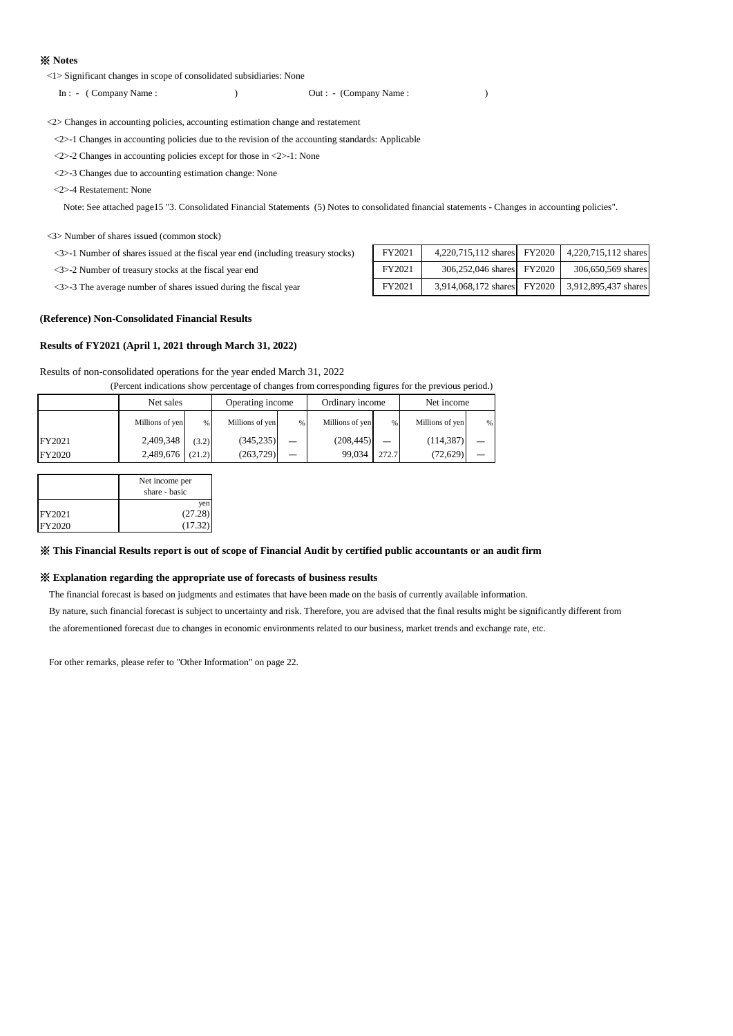**※ Notes**

<1> Significant changes in scope of consolidated subsidiaries: None

In : - ( Company Name : ) Out : - (Company Name : )

<2> Changes in accounting policies, accounting estimation change and restatement

<2>-1 Changes in accounting policies due to the revision of the accounting standards: Applicable

<2>-2 Changes in accounting policies except for those in <2>-1: None

<2>-3 Changes due to accounting estimation change: None

<2>-4 Restatement: None

Note: See attached page15 "3. Consolidated Financial Statements (5) Notes to consolidated financial statements - Changes in accounting policies".

<3> Number of shares issued (common stock)

| | | | | |
|---|---|---|---|---|
| <3>-1 Number of shares issued at the fiscal year end (including treasury stocks) | FY2021 | 4,220,715,112 shares | FY2020 | 4,220,715,112 shares |
| <3>-2 Number of treasury stocks at the fiscal year end | FY2021 | 306,252,046 shares | FY2020 | 306,650,569 shares |
| <3>-3 The average number of shares issued during the fiscal year | FY2021 | 3,914,068,172 shares | FY2020 | 3,912,895,437 shares |

**(Reference) Non-Consolidated Financial Results**

**Results of FY2021 (April 1, 2021 through March 31, 2022)**

Results of non-consolidated operations for the year ended March 31, 2022

(Percent indications show percentage of changes from corresponding figures for the previous period.)

| | Net sales | | Operating income | | Ordinary income | | Net income | |
|---|---|---|---|---|---|---|---|---|
| | Millions of yen | % | Millions of yen | % | Millions of yen | % | Millions of yen | % |
| FY2021 | 2,409,348 | (3.2) | (345,235) | — | (208,445) | — | (114,387) | — |
| FY2020 | 2,489,676 | (21.2) | (263,729) | — | 99,034 | 272.7 | (72,629) | — |

| | Net income per share - basic |
|---|---|
| | yen |
| FY2021 | (27.28) |
| FY2020 | (17.32) |

**※ This Financial Results report is out of scope of Financial Audit by certified public accountants or an audit firm**

**※ Explanation regarding the appropriate use of forecasts of business results**

The financial forecast is based on judgments and estimates that have been made on the basis of currently available information.
By nature, such financial forecast is subject to uncertainty and risk. Therefore, you are advised that the final results might be significantly different from the aforementioned forecast due to changes in economic environments related to our business, market trends and exchange rate, etc.

For other remarks, please refer to "Other Information" on page 22.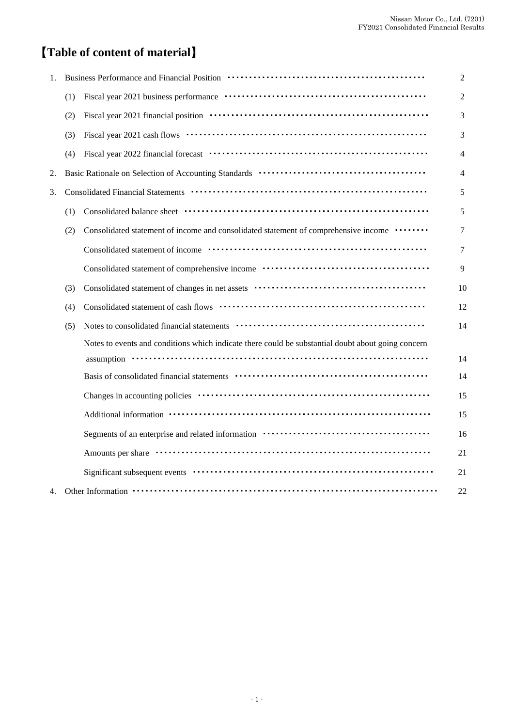# 【Table of content of material】

| | | | |
|---|---|---|---|
| 1. | Business Performance and Financial Position | | 2 |
| | (1) | Fiscal year 2021 business performance | 2 |
| | (2) | Fiscal year 2021 financial position | 3 |
| | (3) | Fiscal year 2021 cash flows | 3 |
| | (4) | Fiscal year 2022 financial forecast | 4 |
| 2. | Basic Rationale on Selection of Accounting Standards | | 4 |
| 3. | Consolidated Financial Statements | | 5 |
| | (1) | Consolidated balance sheet | 5 |
| | (2) | Consolidated statement of income and consolidated statement of comprehensive income | 7 |
| | | Consolidated statement of income | 7 |
| | | Consolidated statement of comprehensive income | 9 |
| | (3) | Consolidated statement of changes in net assets | 10 |
| | (4) | Consolidated statement of cash flows | 12 |
| | (5) | Notes to consolidated financial statements | 14 |
| | | Notes to events and conditions which indicate there could be substantial doubt about going concern assumption | 14 |
| | | Basis of consolidated financial statements | 14 |
| | | Changes in accounting policies | 15 |
| | | Additional information | 15 |
| | | Segments of an enterprise and related information | 16 |
| | | Amounts per share | 21 |
| | | Significant subsequent events | 21 |
| 4. | Other Information | | 22 |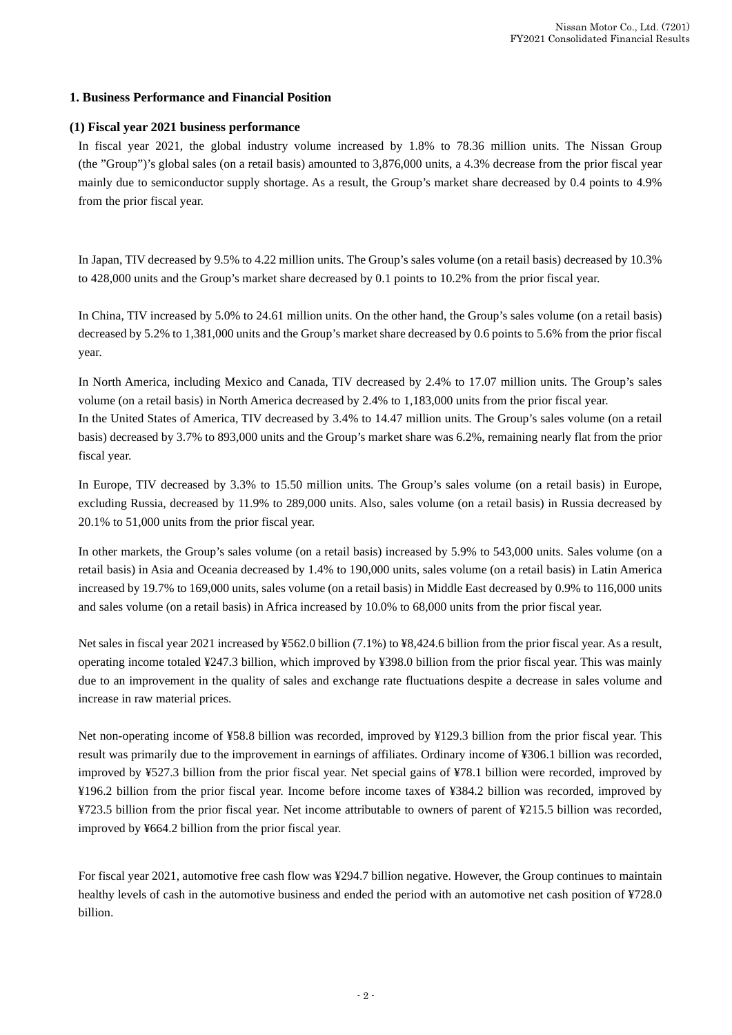## 1. Business Performance and Financial Position

### (1) Fiscal year 2021 business performance

In fiscal year 2021, the global industry volume increased by 1.8% to 78.36 million units. The Nissan Group (the "Group")'s global sales (on a retail basis) amounted to 3,876,000 units, a 4.3% decrease from the prior fiscal year mainly due to semiconductor supply shortage. As a result, the Group's market share decreased by 0.4 points to 4.9% from the prior fiscal year.

In Japan, TIV decreased by 9.5% to 4.22 million units. The Group's sales volume (on a retail basis) decreased by 10.3% to 428,000 units and the Group's market share decreased by 0.1 points to 10.2% from the prior fiscal year.

In China, TIV increased by 5.0% to 24.61 million units. On the other hand, the Group's sales volume (on a retail basis) decreased by 5.2% to 1,381,000 units and the Group's market share decreased by 0.6 points to 5.6% from the prior fiscal year.

In North America, including Mexico and Canada, TIV decreased by 2.4% to 17.07 million units. The Group's sales volume (on a retail basis) in North America decreased by 2.4% to 1,183,000 units from the prior fiscal year.
In the United States of America, TIV decreased by 3.4% to 14.47 million units. The Group's sales volume (on a retail basis) decreased by 3.7% to 893,000 units and the Group's market share was 6.2%, remaining nearly flat from the prior fiscal year.

In Europe, TIV decreased by 3.3% to 15.50 million units. The Group's sales volume (on a retail basis) in Europe, excluding Russia, decreased by 11.9% to 289,000 units. Also, sales volume (on a retail basis) in Russia decreased by 20.1% to 51,000 units from the prior fiscal year.

In other markets, the Group's sales volume (on a retail basis) increased by 5.9% to 543,000 units. Sales volume (on a retail basis) in Asia and Oceania decreased by 1.4% to 190,000 units, sales volume (on a retail basis) in Latin America increased by 19.7% to 169,000 units, sales volume (on a retail basis) in Middle East decreased by 0.9% to 116,000 units and sales volume (on a retail basis) in Africa increased by 10.0% to 68,000 units from the prior fiscal year.

Net sales in fiscal year 2021 increased by ¥562.0 billion (7.1%) to ¥8,424.6 billion from the prior fiscal year. As a result, operating income totaled ¥247.3 billion, which improved by ¥398.0 billion from the prior fiscal year. This was mainly due to an improvement in the quality of sales and exchange rate fluctuations despite a decrease in sales volume and increase in raw material prices.

Net non-operating income of ¥58.8 billion was recorded, improved by ¥129.3 billion from the prior fiscal year. This result was primarily due to the improvement in earnings of affiliates. Ordinary income of ¥306.1 billion was recorded, improved by ¥527.3 billion from the prior fiscal year. Net special gains of ¥78.1 billion were recorded, improved by ¥196.2 billion from the prior fiscal year. Income before income taxes of ¥384.2 billion was recorded, improved by ¥723.5 billion from the prior fiscal year. Net income attributable to owners of parent of ¥215.5 billion was recorded, improved by ¥664.2 billion from the prior fiscal year.

For fiscal year 2021, automotive free cash flow was ¥294.7 billion negative. However, the Group continues to maintain healthy levels of cash in the automotive business and ended the period with an automotive net cash position of ¥728.0 billion.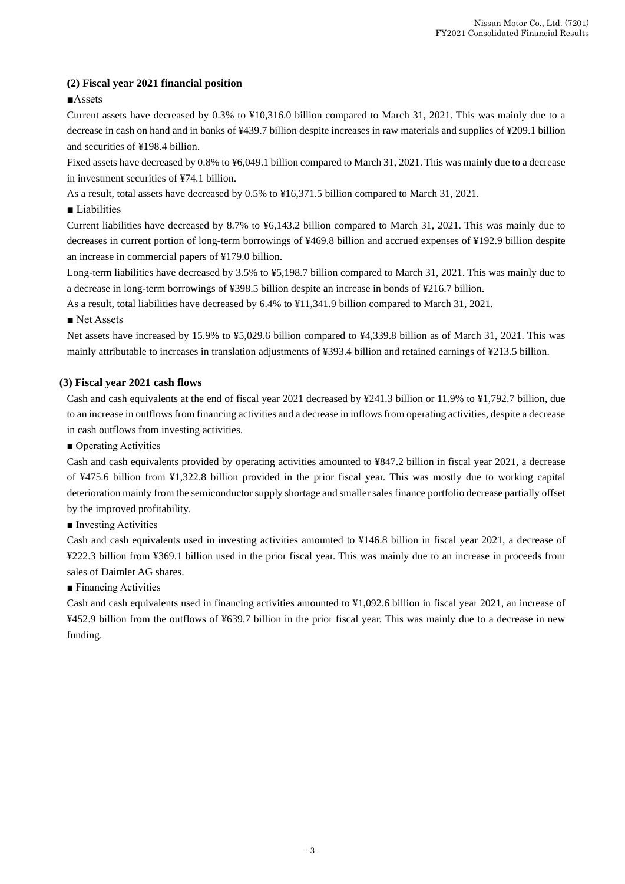### (2) Fiscal year 2021 financial position

■Assets

Current assets have decreased by 0.3% to ¥10,316.0 billion compared to March 31, 2021. This was mainly due to a decrease in cash on hand and in banks of ¥439.7 billion despite increases in raw materials and supplies of ¥209.1 billion and securities of ¥198.4 billion.

Fixed assets have decreased by 0.8% to ¥6,049.1 billion compared to March 31, 2021. This was mainly due to a decrease in investment securities of ¥74.1 billion.

As a result, total assets have decreased by 0.5% to ¥16,371.5 billion compared to March 31, 2021.

■ Liabilities

Current liabilities have decreased by 8.7% to ¥6,143.2 billion compared to March 31, 2021. This was mainly due to decreases in current portion of long-term borrowings of ¥469.8 billion and accrued expenses of ¥192.9 billion despite an increase in commercial papers of ¥179.0 billion.

Long-term liabilities have decreased by 3.5% to ¥5,198.7 billion compared to March 31, 2021. This was mainly due to a decrease in long-term borrowings of ¥398.5 billion despite an increase in bonds of ¥216.7 billion.

As a result, total liabilities have decreased by 6.4% to ¥11,341.9 billion compared to March 31, 2021.

■ Net Assets

Net assets have increased by 15.9% to ¥5,029.6 billion compared to ¥4,339.8 billion as of March 31, 2021. This was mainly attributable to increases in translation adjustments of ¥393.4 billion and retained earnings of ¥213.5 billion.

### (3) Fiscal year 2021 cash flows

Cash and cash equivalents at the end of fiscal year 2021 decreased by ¥241.3 billion or 11.9% to ¥1,792.7 billion, due to an increase in outflows from financing activities and a decrease in inflows from operating activities, despite a decrease in cash outflows from investing activities.

■ Operating Activities

Cash and cash equivalents provided by operating activities amounted to ¥847.2 billion in fiscal year 2021, a decrease of ¥475.6 billion from ¥1,322.8 billion provided in the prior fiscal year. This was mostly due to working capital deterioration mainly from the semiconductor supply shortage and smaller sales finance portfolio decrease partially offset by the improved profitability.

■ Investing Activities

Cash and cash equivalents used in investing activities amounted to ¥146.8 billion in fiscal year 2021, a decrease of ¥222.3 billion from ¥369.1 billion used in the prior fiscal year. This was mainly due to an increase in proceeds from sales of Daimler AG shares.

■ Financing Activities

Cash and cash equivalents used in financing activities amounted to ¥1,092.6 billion in fiscal year 2021, an increase of ¥452.9 billion from the outflows of ¥639.7 billion in the prior fiscal year. This was mainly due to a decrease in new funding.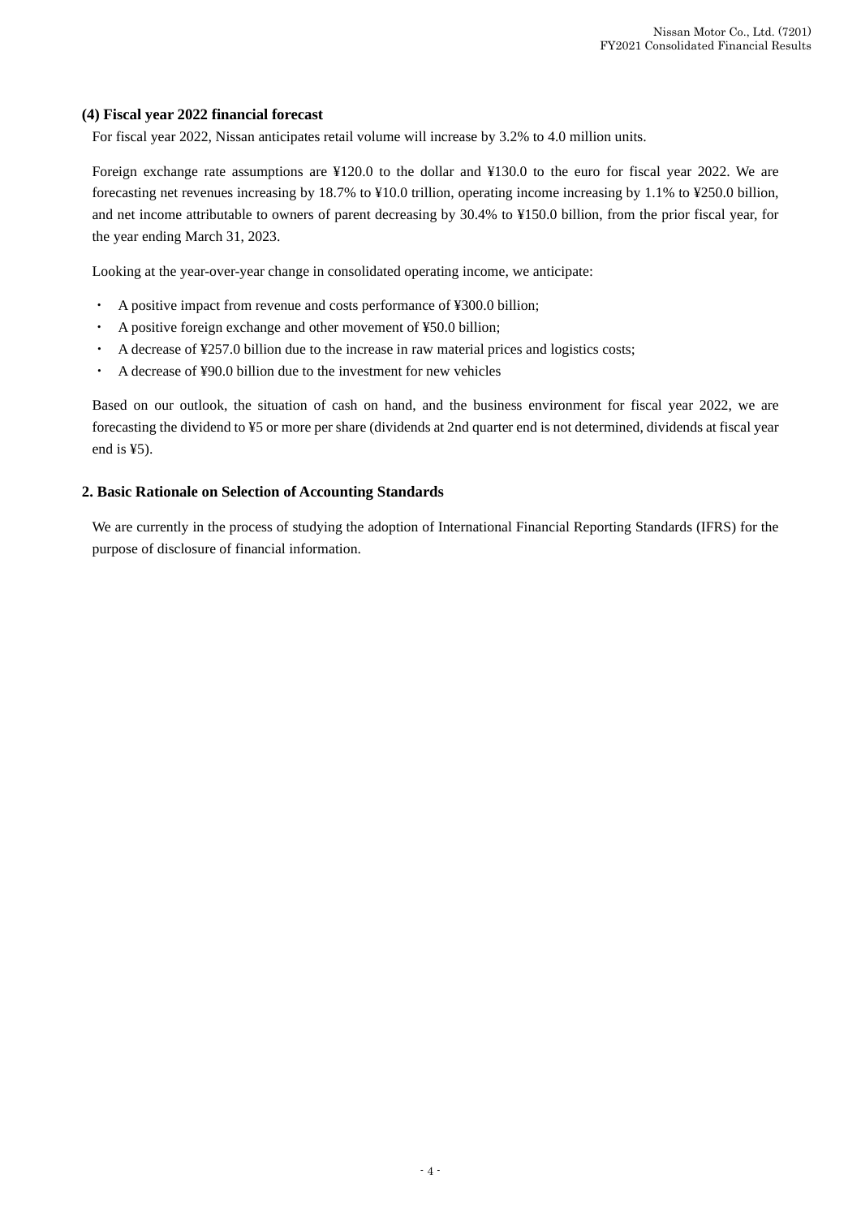### (4) Fiscal year 2022 financial forecast

For fiscal year 2022, Nissan anticipates retail volume will increase by 3.2% to 4.0 million units.

Foreign exchange rate assumptions are ¥120.0 to the dollar and ¥130.0 to the euro for fiscal year 2022. We are forecasting net revenues increasing by 18.7% to ¥10.0 trillion, operating income increasing by 1.1% to ¥250.0 billion, and net income attributable to owners of parent decreasing by 30.4% to ¥150.0 billion, from the prior fiscal year, for the year ending March 31, 2023.

Looking at the year-over-year change in consolidated operating income, we anticipate:

- A positive impact from revenue and costs performance of ¥300.0 billion;
- A positive foreign exchange and other movement of ¥50.0 billion;
- A decrease of ¥257.0 billion due to the increase in raw material prices and logistics costs;
- A decrease of ¥90.0 billion due to the investment for new vehicles

Based on our outlook, the situation of cash on hand, and the business environment for fiscal year 2022, we are forecasting the dividend to ¥5 or more per share (dividends at 2nd quarter end is not determined, dividends at fiscal year end is ¥5).

## 2. Basic Rationale on Selection of Accounting Standards

We are currently in the process of studying the adoption of International Financial Reporting Standards (IFRS) for the purpose of disclosure of financial information.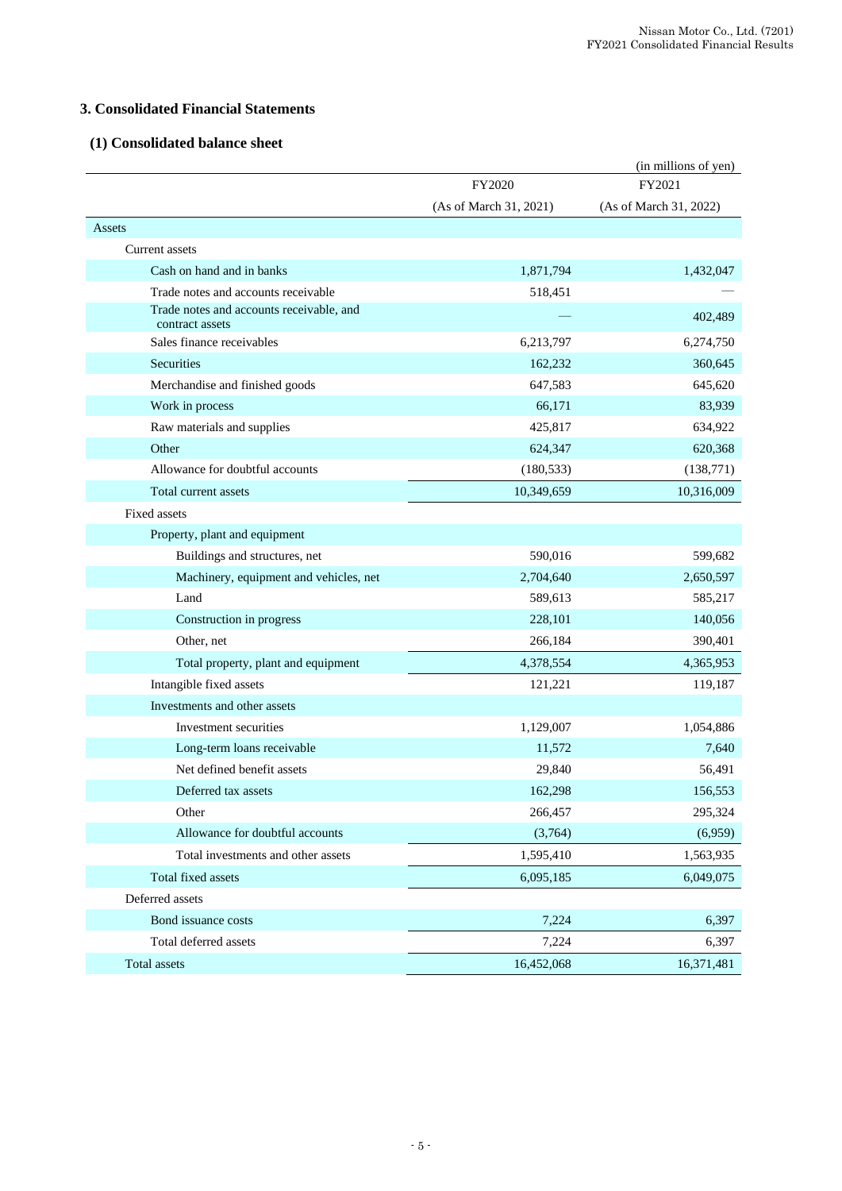## 3. Consolidated Financial Statements

### (1) Consolidated balance sheet

(in millions of yen)

| | FY2020 (As of March 31, 2021) | FY2021 (As of March 31, 2022) |
|---|---|---|
| Assets | | |
| Current assets | | |
| Cash on hand and in banks | 1,871,794 | 1,432,047 |
| Trade notes and accounts receivable | 518,451 | — |
| Trade notes and accounts receivable, and contract assets | — | 402,489 |
| Sales finance receivables | 6,213,797 | 6,274,750 |
| Securities | 162,232 | 360,645 |
| Merchandise and finished goods | 647,583 | 645,620 |
| Work in process | 66,171 | 83,939 |
| Raw materials and supplies | 425,817 | 634,922 |
| Other | 624,347 | 620,368 |
| Allowance for doubtful accounts | (180,533) | (138,771) |
| Total current assets | 10,349,659 | 10,316,009 |
| Fixed assets | | |
| Property, plant and equipment | | |
| Buildings and structures, net | 590,016 | 599,682 |
| Machinery, equipment and vehicles, net | 2,704,640 | 2,650,597 |
| Land | 589,613 | 585,217 |
| Construction in progress | 228,101 | 140,056 |
| Other, net | 266,184 | 390,401 |
| Total property, plant and equipment | 4,378,554 | 4,365,953 |
| Intangible fixed assets | 121,221 | 119,187 |
| Investments and other assets | | |
| Investment securities | 1,129,007 | 1,054,886 |
| Long-term loans receivable | 11,572 | 7,640 |
| Net defined benefit assets | 29,840 | 56,491 |
| Deferred tax assets | 162,298 | 156,553 |
| Other | 266,457 | 295,324 |
| Allowance for doubtful accounts | (3,764) | (6,959) |
| Total investments and other assets | 1,595,410 | 1,563,935 |
| Total fixed assets | 6,095,185 | 6,049,075 |
| Deferred assets | | |
| Bond issuance costs | 7,224 | 6,397 |
| Total deferred assets | 7,224 | 6,397 |
| Total assets | 16,452,068 | 16,371,481 |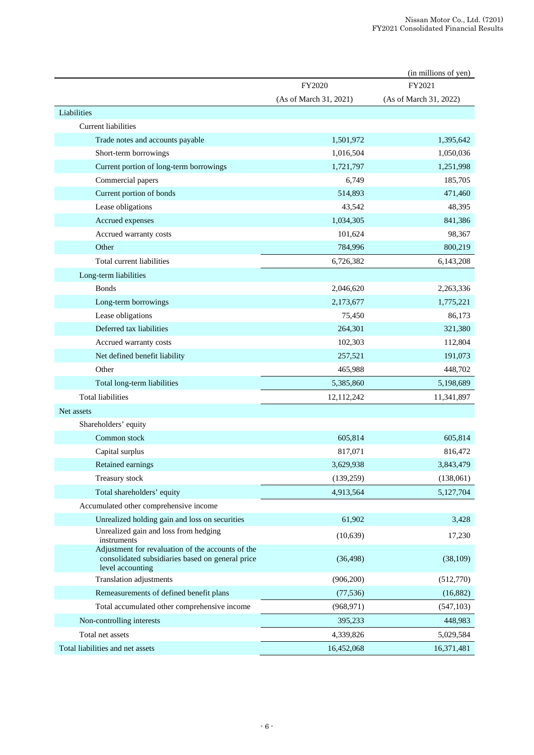(in millions of yen)

| | FY2020 (As of March 31, 2021) | FY2021 (As of March 31, 2022) |
|---|---|---|
| Liabilities | | |
| Current liabilities | | |
| Trade notes and accounts payable | 1,501,972 | 1,395,642 |
| Short-term borrowings | 1,016,504 | 1,050,036 |
| Current portion of long-term borrowings | 1,721,797 | 1,251,998 |
| Commercial papers | 6,749 | 185,705 |
| Current portion of bonds | 514,893 | 471,460 |
| Lease obligations | 43,542 | 48,395 |
| Accrued expenses | 1,034,305 | 841,386 |
| Accrued warranty costs | 101,624 | 98,367 |
| Other | 784,996 | 800,219 |
| Total current liabilities | 6,726,382 | 6,143,208 |
| Long-term liabilities | | |
| Bonds | 2,046,620 | 2,263,336 |
| Long-term borrowings | 2,173,677 | 1,775,221 |
| Lease obligations | 75,450 | 86,173 |
| Deferred tax liabilities | 264,301 | 321,380 |
| Accrued warranty costs | 102,303 | 112,804 |
| Net defined benefit liability | 257,521 | 191,073 |
| Other | 465,988 | 448,702 |
| Total long-term liabilities | 5,385,860 | 5,198,689 |
| Total liabilities | 12,112,242 | 11,341,897 |
| Net assets | | |
| Shareholders' equity | | |
| Common stock | 605,814 | 605,814 |
| Capital surplus | 817,071 | 816,472 |
| Retained earnings | 3,629,938 | 3,843,479 |
| Treasury stock | (139,259) | (138,061) |
| Total shareholders' equity | 4,913,564 | 5,127,704 |
| Accumulated other comprehensive income | | |
| Unrealized holding gain and loss on securities | 61,902 | 3,428 |
| Unrealized gain and loss from hedging instruments | (10,639) | 17,230 |
| Adjustment for revaluation of the accounts of the consolidated subsidiaries based on general price level accounting | (36,498) | (38,109) |
| Translation adjustments | (906,200) | (512,770) |
| Remeasurements of defined benefit plans | (77,536) | (16,882) |
| Total accumulated other comprehensive income | (968,971) | (547,103) |
| Non-controlling interests | 395,233 | 448,983 |
| Total net assets | 4,339,826 | 5,029,584 |
| Total liabilities and net assets | 16,452,068 | 16,371,481 |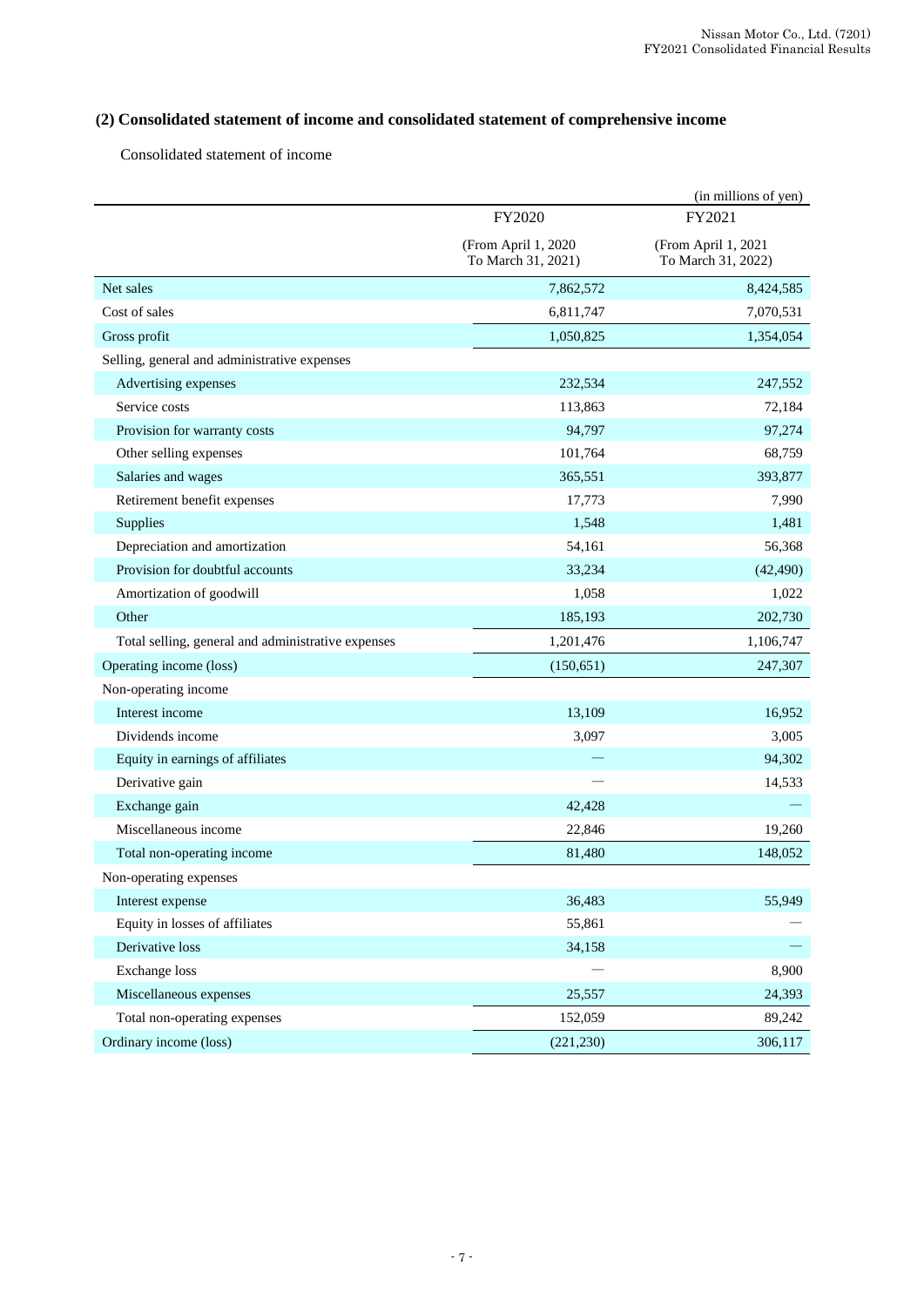## (2) Consolidated statement of income and consolidated statement of comprehensive income

Consolidated statement of income

(in millions of yen)

| | FY2020 (From April 1, 2020 To March 31, 2021) | FY2021 (From April 1, 2021 To March 31, 2022) |
|---|---|---|
| Net sales | 7,862,572 | 8,424,585 |
| Cost of sales | 6,811,747 | 7,070,531 |
| Gross profit | 1,050,825 | 1,354,054 |
| Selling, general and administrative expenses | | |
| Advertising expenses | 232,534 | 247,552 |
| Service costs | 113,863 | 72,184 |
| Provision for warranty costs | 94,797 | 97,274 |
| Other selling expenses | 101,764 | 68,759 |
| Salaries and wages | 365,551 | 393,877 |
| Retirement benefit expenses | 17,773 | 7,990 |
| Supplies | 1,548 | 1,481 |
| Depreciation and amortization | 54,161 | 56,368 |
| Provision for doubtful accounts | 33,234 | (42,490) |
| Amortization of goodwill | 1,058 | 1,022 |
| Other | 185,193 | 202,730 |
| Total selling, general and administrative expenses | 1,201,476 | 1,106,747 |
| Operating income (loss) | (150,651) | 247,307 |
| Non-operating income | | |
| Interest income | 13,109 | 16,952 |
| Dividends income | 3,097 | 3,005 |
| Equity in earnings of affiliates | — | 94,302 |
| Derivative gain | — | 14,533 |
| Exchange gain | 42,428 | — |
| Miscellaneous income | 22,846 | 19,260 |
| Total non-operating income | 81,480 | 148,052 |
| Non-operating expenses | | |
| Interest expense | 36,483 | 55,949 |
| Equity in losses of affiliates | 55,861 | — |
| Derivative loss | 34,158 | — |
| Exchange loss | — | 8,900 |
| Miscellaneous expenses | 25,557 | 24,393 |
| Total non-operating expenses | 152,059 | 89,242 |
| Ordinary income (loss) | (221,230) | 306,117 |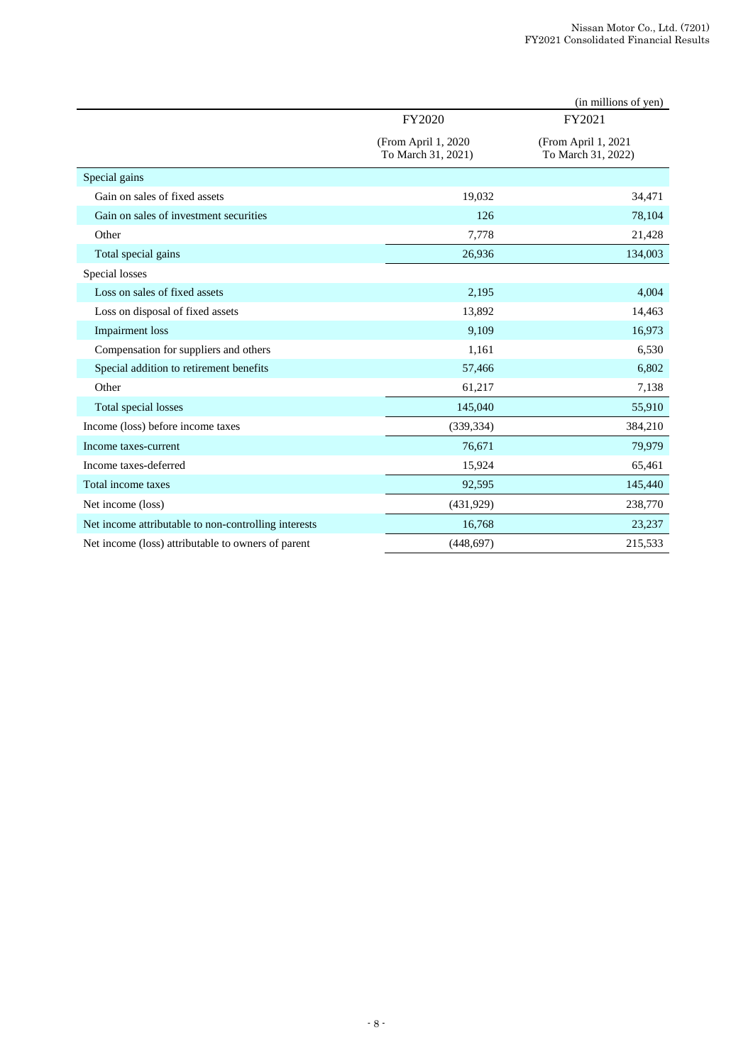(in millions of yen)

| | FY2020 (From April 1, 2020 To March 31, 2021) | FY2021 (From April 1, 2021 To March 31, 2022) |
|---|---|---|
| Special gains | | |
| Gain on sales of fixed assets | 19,032 | 34,471 |
| Gain on sales of investment securities | 126 | 78,104 |
| Other | 7,778 | 21,428 |
| Total special gains | 26,936 | 134,003 |
| Special losses | | |
| Loss on sales of fixed assets | 2,195 | 4,004 |
| Loss on disposal of fixed assets | 13,892 | 14,463 |
| Impairment loss | 9,109 | 16,973 |
| Compensation for suppliers and others | 1,161 | 6,530 |
| Special addition to retirement benefits | 57,466 | 6,802 |
| Other | 61,217 | 7,138 |
| Total special losses | 145,040 | 55,910 |
| Income (loss) before income taxes | (339,334) | 384,210 |
| Income taxes-current | 76,671 | 79,979 |
| Income taxes-deferred | 15,924 | 65,461 |
| Total income taxes | 92,595 | 145,440 |
| Net income (loss) | (431,929) | 238,770 |
| Net income attributable to non-controlling interests | 16,768 | 23,237 |
| Net income (loss) attributable to owners of parent | (448,697) | 215,533 |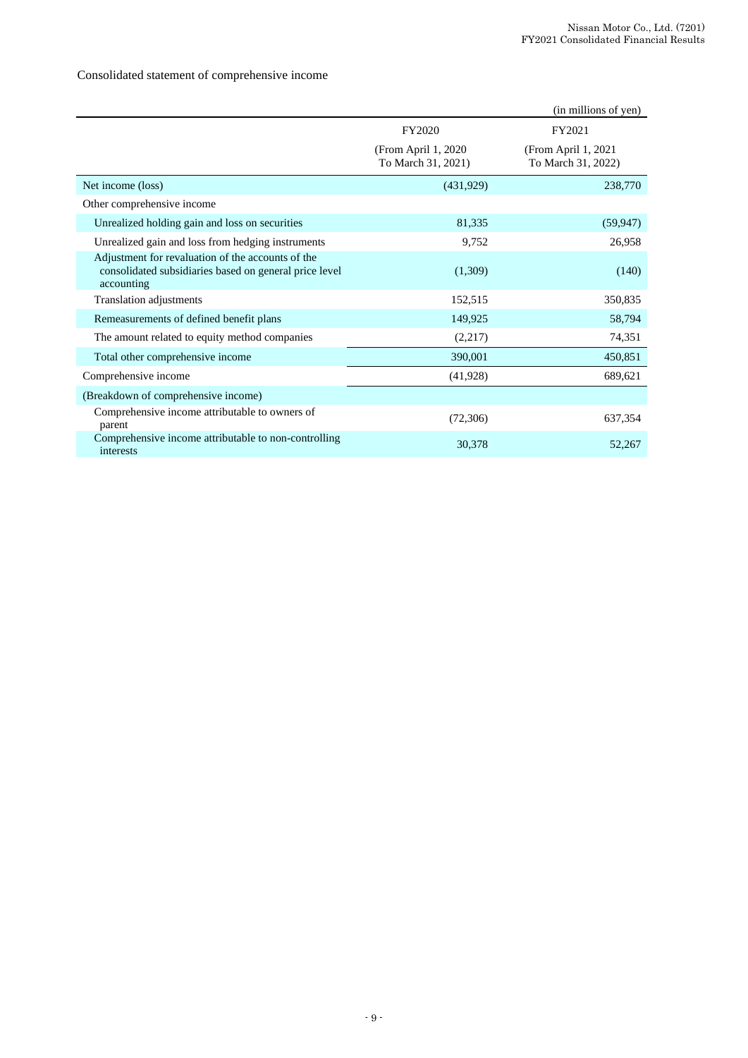Consolidated statement of comprehensive income

(in millions of yen)

| | FY2020 (From April 1, 2020 To March 31, 2021) | FY2021 (From April 1, 2021 To March 31, 2022) |
|---|---|---|
| Net income (loss) | (431,929) | 238,770 |
| Other comprehensive income | | |
| Unrealized holding gain and loss on securities | 81,335 | (59,947) |
| Unrealized gain and loss from hedging instruments | 9,752 | 26,958 |
| Adjustment for revaluation of the accounts of the consolidated subsidiaries based on general price level accounting | (1,309) | (140) |
| Translation adjustments | 152,515 | 350,835 |
| Remeasurements of defined benefit plans | 149,925 | 58,794 |
| The amount related to equity method companies | (2,217) | 74,351 |
| Total other comprehensive income | 390,001 | 450,851 |
| Comprehensive income | (41,928) | 689,621 |
| (Breakdown of comprehensive income) | | |
| Comprehensive income attributable to owners of parent | (72,306) | 637,354 |
| Comprehensive income attributable to non-controlling interests | 30,378 | 52,267 |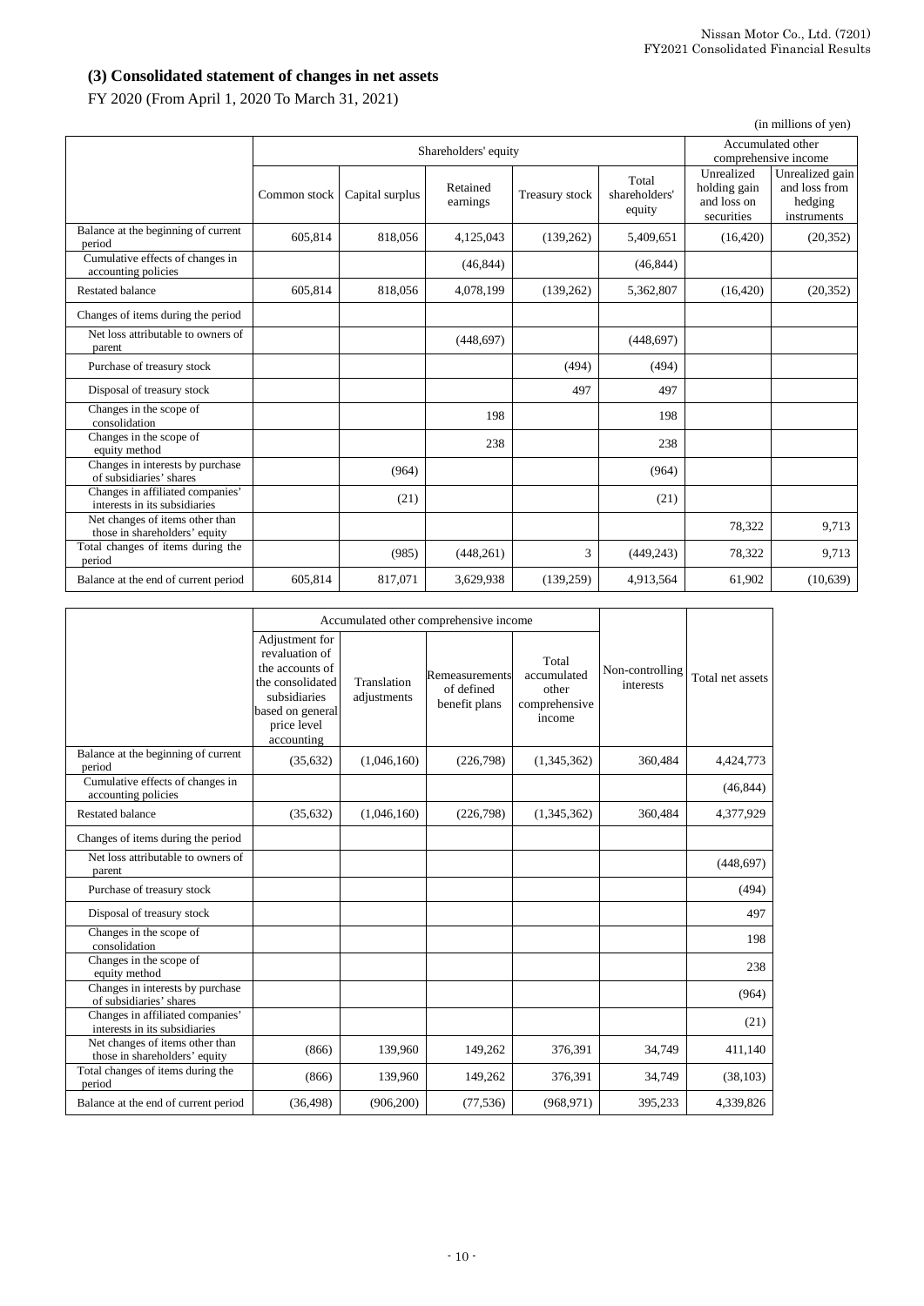## (3) Consolidated statement of changes in net assets

FY 2020 (From April 1, 2020 To March 31, 2021)

(in millions of yen)

| | Shareholders' equity | | | | | Accumulated other comprehensive income | |
|---|---|---|---|---|---|---|---|
| | Common stock | Capital surplus | Retained earnings | Treasury stock | Total shareholders' equity | Unrealized holding gain and loss on securities | Unrealized gain and loss from hedging instruments |
| Balance at the beginning of current period | 605,814 | 818,056 | 4,125,043 | (139,262) | 5,409,651 | (16,420) | (20,352) |
| Cumulative effects of changes in accounting policies | | | (46,844) | | (46,844) | | |
| Restated balance | 605,814 | 818,056 | 4,078,199 | (139,262) | 5,362,807 | (16,420) | (20,352) |
| Changes of items during the period | | | | | | | |
| Net loss attributable to owners of parent | | | (448,697) | | (448,697) | | |
| Purchase of treasury stock | | | | (494) | (494) | | |
| Disposal of treasury stock | | | | 497 | 497 | | |
| Changes in the scope of consolidation | | | 198 | | 198 | | |
| Changes in the scope of equity method | | | 238 | | 238 | | |
| Changes in interests by purchase of subsidiaries' shares | | (964) | | | (964) | | |
| Changes in affiliated companies' interests in its subsidiaries | | (21) | | | (21) | | |
| Net changes of items other than those in shareholders' equity | | | | | | 78,322 | 9,713 |
| Total changes of items during the period | | (985) | (448,261) | 3 | (449,243) | 78,322 | 9,713 |
| Balance at the end of current period | 605,814 | 817,071 | 3,629,938 | (139,259) | 4,913,564 | 61,902 | (10,639) |

| | Accumulated other comprehensive income | | | | Non-controlling interests | Total net assets |
|---|---|---|---|---|---|---|
| | Adjustment for revaluation of the accounts of the consolidated subsidiaries based on general price level accounting | Translation adjustments | Remeasurements of defined benefit plans | Total accumulated other comprehensive income | | |
| Balance at the beginning of current period | (35,632) | (1,046,160) | (226,798) | (1,345,362) | 360,484 | 4,424,773 |
| Cumulative effects of changes in accounting policies | | | | | | (46,844) |
| Restated balance | (35,632) | (1,046,160) | (226,798) | (1,345,362) | 360,484 | 4,377,929 |
| Changes of items during the period | | | | | | |
| Net loss attributable to owners of parent | | | | | | (448,697) |
| Purchase of treasury stock | | | | | | (494) |
| Disposal of treasury stock | | | | | | 497 |
| Changes in the scope of consolidation | | | | | | 198 |
| Changes in the scope of equity method | | | | | | 238 |
| Changes in interests by purchase of subsidiaries' shares | | | | | | (964) |
| Changes in affiliated companies' interests in its subsidiaries | | | | | | (21) |
| Net changes of items other than those in shareholders' equity | (866) | 139,960 | 149,262 | 376,391 | 34,749 | 411,140 |
| Total changes of items during the period | (866) | 139,960 | 149,262 | 376,391 | 34,749 | (38,103) |
| Balance at the end of current period | (36,498) | (906,200) | (77,536) | (968,971) | 395,233 | 4,339,826 |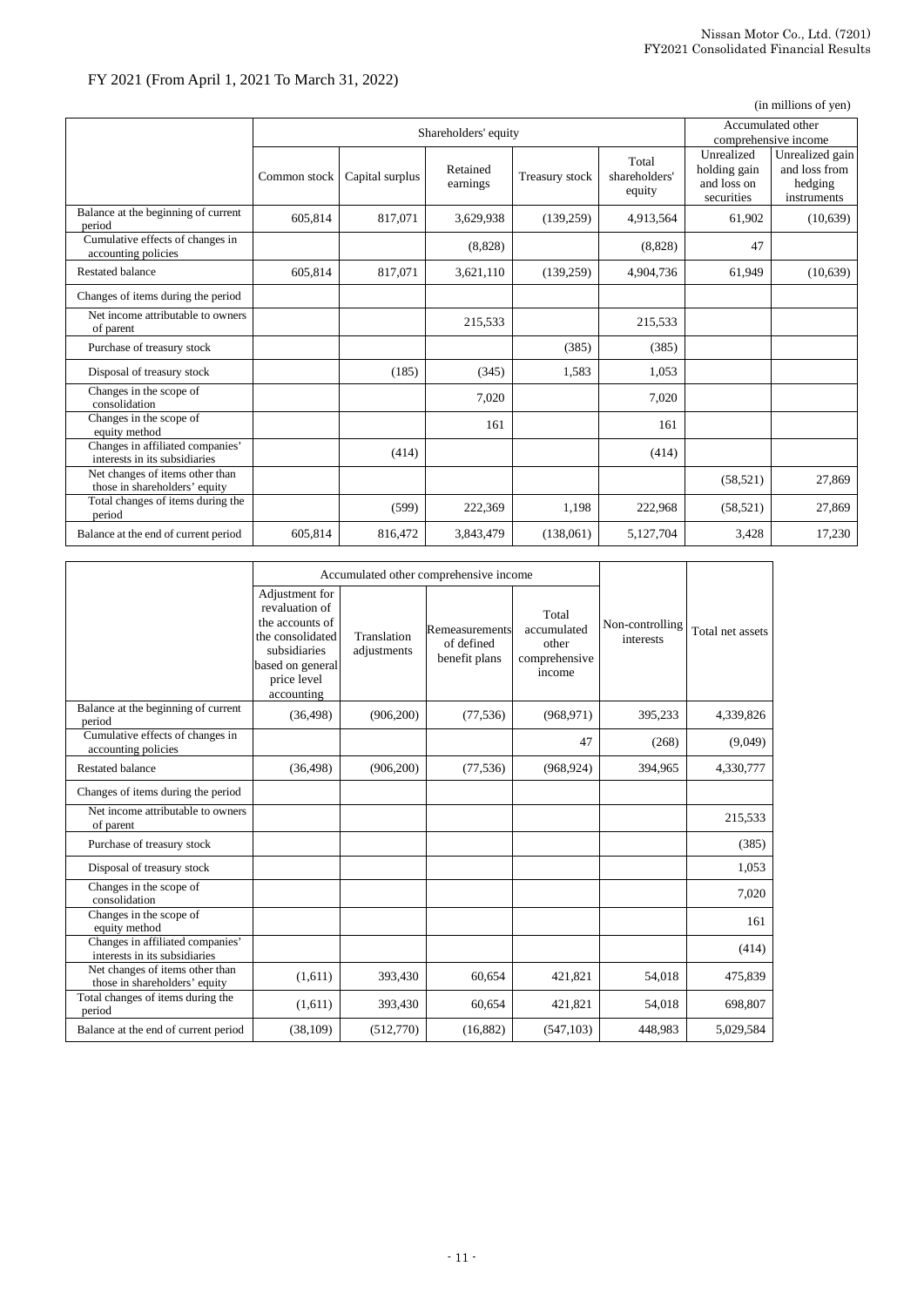FY 2021 (From April 1, 2021 To March 31, 2022)

(in millions of yen)

| | Shareholders' equity | | | | | Accumulated other comprehensive income | |
|---|---|---|---|---|---|---|---|
| | Common stock | Capital surplus | Retained earnings | Treasury stock | Total shareholders' equity | Unrealized holding gain and loss on securities | Unrealized gain and loss from hedging instruments |
| Balance at the beginning of current period | 605,814 | 817,071 | 3,629,938 | (139,259) | 4,913,564 | 61,902 | (10,639) |
| Cumulative effects of changes in accounting policies | | | (8,828) | | (8,828) | 47 | |
| Restated balance | 605,814 | 817,071 | 3,621,110 | (139,259) | 4,904,736 | 61,949 | (10,639) |
| Changes of items during the period | | | | | | | |
| Net income attributable to owners of parent | | | 215,533 | | 215,533 | | |
| Purchase of treasury stock | | | | (385) | (385) | | |
| Disposal of treasury stock | | (185) | (345) | 1,583 | 1,053 | | |
| Changes in the scope of consolidation | | | 7,020 | | 7,020 | | |
| Changes in the scope of equity method | | | 161 | | 161 | | |
| Changes in affiliated companies' interests in its subsidiaries | | (414) | | | (414) | | |
| Net changes of items other than those in shareholders' equity | | | | | | (58,521) | 27,869 |
| Total changes of items during the period | | (599) | 222,369 | 1,198 | 222,968 | (58,521) | 27,869 |
| Balance at the end of current period | 605,814 | 816,472 | 3,843,479 | (138,061) | 5,127,704 | 3,428 | 17,230 |

| | Accumulated other comprehensive income | | | | Non-controlling interests | Total net assets |
|---|---|---|---|---|---|---|
| | Adjustment for revaluation of the accounts of the consolidated subsidiaries based on general price level accounting | Translation adjustments | Remeasurements of defined benefit plans | Total accumulated other comprehensive income | | |
| Balance at the beginning of current period | (36,498) | (906,200) | (77,536) | (968,971) | 395,233 | 4,339,826 |
| Cumulative effects of changes in accounting policies | | | | 47 | (268) | (9,049) |
| Restated balance | (36,498) | (906,200) | (77,536) | (968,924) | 394,965 | 4,330,777 |
| Changes of items during the period | | | | | | |
| Net income attributable to owners of parent | | | | | | 215,533 |
| Purchase of treasury stock | | | | | | (385) |
| Disposal of treasury stock | | | | | | 1,053 |
| Changes in the scope of consolidation | | | | | | 7,020 |
| Changes in the scope of equity method | | | | | | 161 |
| Changes in affiliated companies' interests in its subsidiaries | | | | | | (414) |
| Net changes of items other than those in shareholders' equity | (1,611) | 393,430 | 60,654 | 421,821 | 54,018 | 475,839 |
| Total changes of items during the period | (1,611) | 393,430 | 60,654 | 421,821 | 54,018 | 698,807 |
| Balance at the end of current period | (38,109) | (512,770) | (16,882) | (547,103) | 448,983 | 5,029,584 |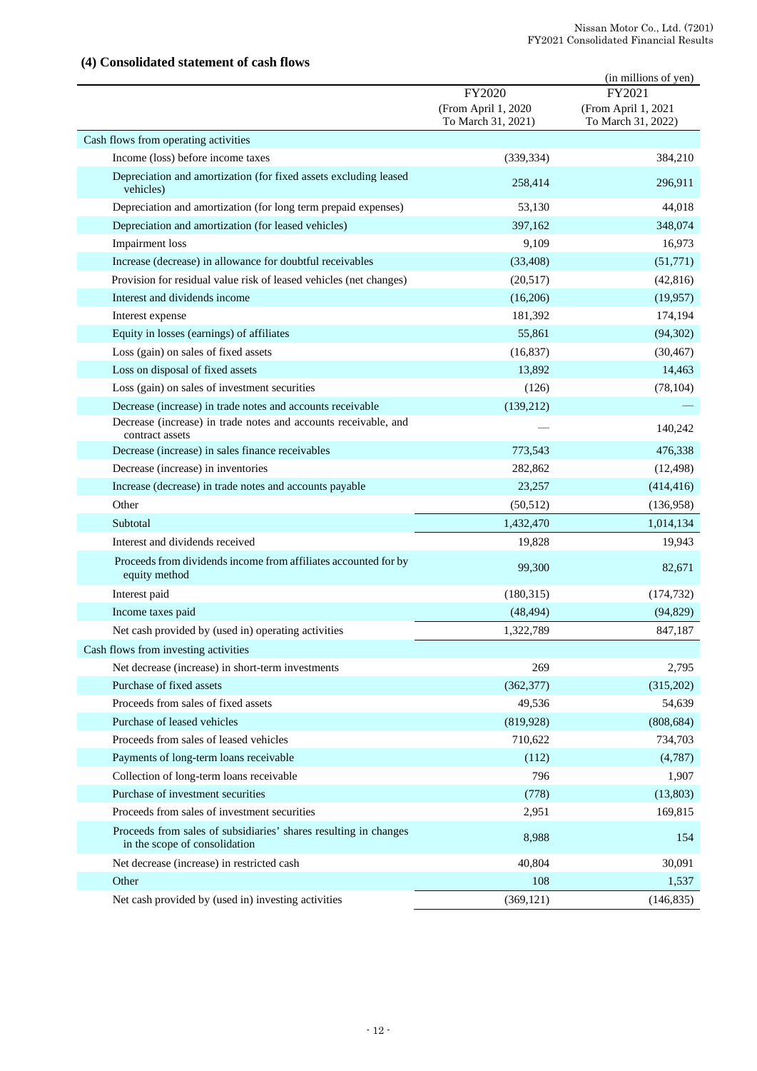### (4) Consolidated statement of cash flows

(in millions of yen)

| | FY2020 (From April 1, 2020 To March 31, 2021) | FY2021 (From April 1, 2021 To March 31, 2022) |
|---|---|---|
| Cash flows from operating activities | | |
| Income (loss) before income taxes | (339,334) | 384,210 |
| Depreciation and amortization (for fixed assets excluding leased vehicles) | 258,414 | 296,911 |
| Depreciation and amortization (for long term prepaid expenses) | 53,130 | 44,018 |
| Depreciation and amortization (for leased vehicles) | 397,162 | 348,074 |
| Impairment loss | 9,109 | 16,973 |
| Increase (decrease) in allowance for doubtful receivables | (33,408) | (51,771) |
| Provision for residual value risk of leased vehicles (net changes) | (20,517) | (42,816) |
| Interest and dividends income | (16,206) | (19,957) |
| Interest expense | 181,392 | 174,194 |
| Equity in losses (earnings) of affiliates | 55,861 | (94,302) |
| Loss (gain) on sales of fixed assets | (16,837) | (30,467) |
| Loss on disposal of fixed assets | 13,892 | 14,463 |
| Loss (gain) on sales of investment securities | (126) | (78,104) |
| Decrease (increase) in trade notes and accounts receivable | (139,212) | — |
| Decrease (increase) in trade notes and accounts receivable, and contract assets | — | 140,242 |
| Decrease (increase) in sales finance receivables | 773,543 | 476,338 |
| Decrease (increase) in inventories | 282,862 | (12,498) |
| Increase (decrease) in trade notes and accounts payable | 23,257 | (414,416) |
| Other | (50,512) | (136,958) |
| Subtotal | 1,432,470 | 1,014,134 |
| Interest and dividends received | 19,828 | 19,943 |
| Proceeds from dividends income from affiliates accounted for by equity method | 99,300 | 82,671 |
| Interest paid | (180,315) | (174,732) |
| Income taxes paid | (48,494) | (94,829) |
| Net cash provided by (used in) operating activities | 1,322,789 | 847,187 |
| Cash flows from investing activities | | |
| Net decrease (increase) in short-term investments | 269 | 2,795 |
| Purchase of fixed assets | (362,377) | (315,202) |
| Proceeds from sales of fixed assets | 49,536 | 54,639 |
| Purchase of leased vehicles | (819,928) | (808,684) |
| Proceeds from sales of leased vehicles | 710,622 | 734,703 |
| Payments of long-term loans receivable | (112) | (4,787) |
| Collection of long-term loans receivable | 796 | 1,907 |
| Purchase of investment securities | (778) | (13,803) |
| Proceeds from sales of investment securities | 2,951 | 169,815 |
| Proceeds from sales of subsidiaries' shares resulting in changes in the scope of consolidation | 8,988 | 154 |
| Net decrease (increase) in restricted cash | 40,804 | 30,091 |
| Other | 108 | 1,537 |
| Net cash provided by (used in) investing activities | (369,121) | (146,835) |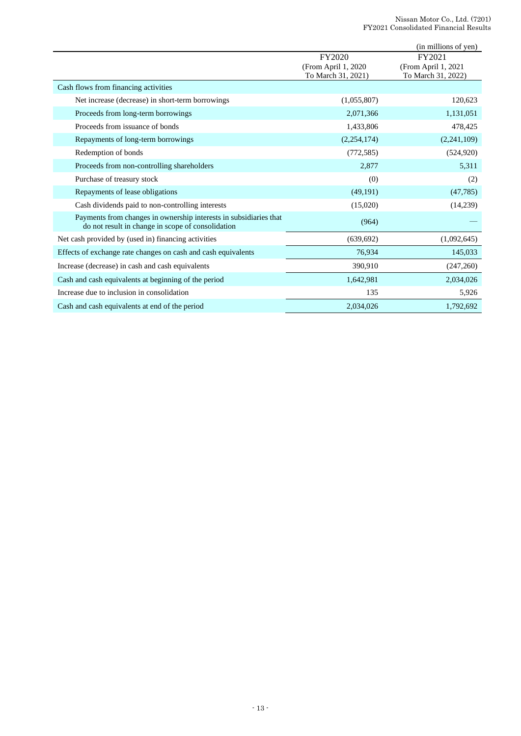(in millions of yen)

| | FY2020 (From April 1, 2020 To March 31, 2021) | FY2021 (From April 1, 2021 To March 31, 2022) |
|---|---|---|
| Cash flows from financing activities | | |
| Net increase (decrease) in short-term borrowings | (1,055,807) | 120,623 |
| Proceeds from long-term borrowings | 2,071,366 | 1,131,051 |
| Proceeds from issuance of bonds | 1,433,806 | 478,425 |
| Repayments of long-term borrowings | (2,254,174) | (2,241,109) |
| Redemption of bonds | (772,585) | (524,920) |
| Proceeds from non-controlling shareholders | 2,877 | 5,311 |
| Purchase of treasury stock | (0) | (2) |
| Repayments of lease obligations | (49,191) | (47,785) |
| Cash dividends paid to non-controlling interests | (15,020) | (14,239) |
| Payments from changes in ownership interests in subsidiaries that do not result in change in scope of consolidation | (964) | — |
| Net cash provided by (used in) financing activities | (639,692) | (1,092,645) |
| Effects of exchange rate changes on cash and cash equivalents | 76,934 | 145,033 |
| Increase (decrease) in cash and cash equivalents | 390,910 | (247,260) |
| Cash and cash equivalents at beginning of the period | 1,642,981 | 2,034,026 |
| Increase due to inclusion in consolidation | 135 | 5,926 |
| Cash and cash equivalents at end of the period | 2,034,026 | 1,792,692 |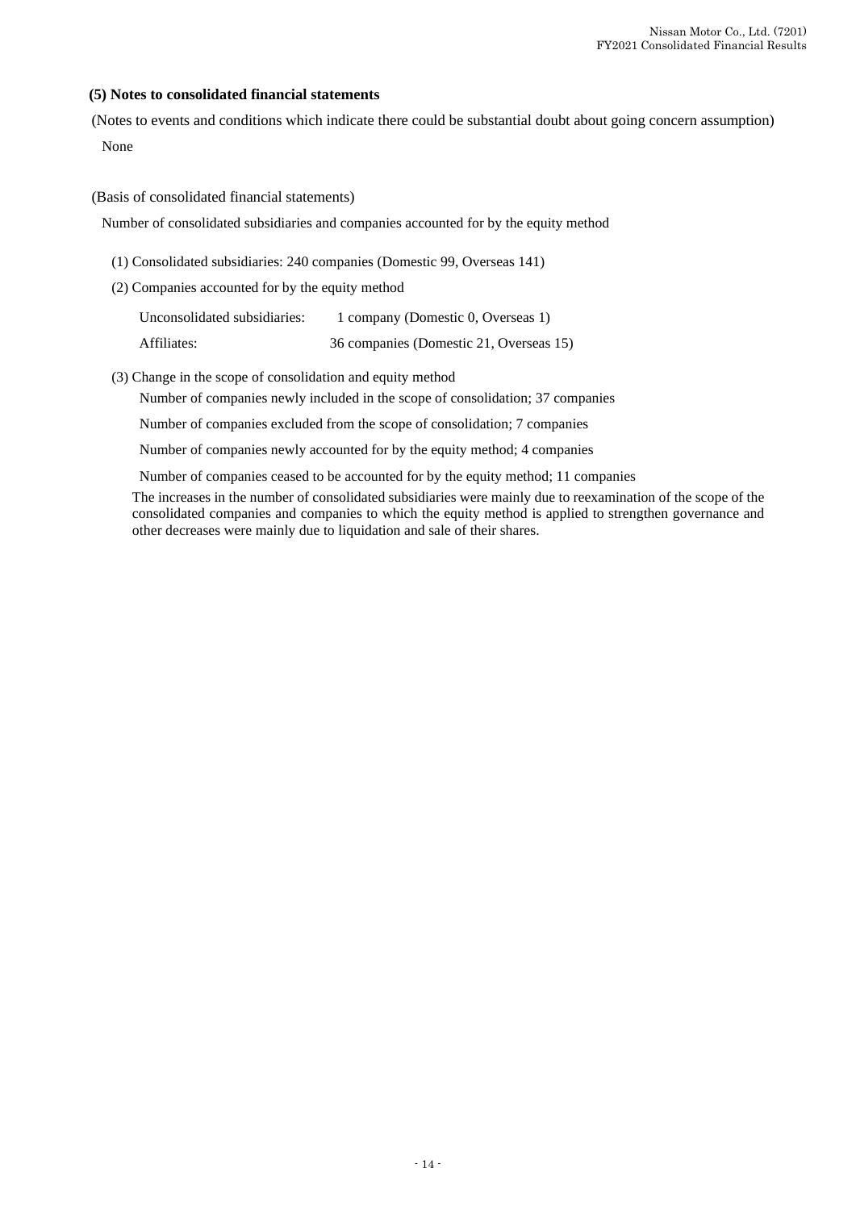### (5) Notes to consolidated financial statements

(Notes to events and conditions which indicate there could be substantial doubt about going concern assumption)

None

(Basis of consolidated financial statements)

Number of consolidated subsidiaries and companies accounted for by the equity method

(1) Consolidated subsidiaries: 240 companies (Domestic 99, Overseas 141)

(2) Companies accounted for by the equity method

| | |
|---|---|
| Unconsolidated subsidiaries: | 1 company (Domestic 0, Overseas 1) |
| Affiliates: | 36 companies (Domestic 21, Overseas 15) |

(3) Change in the scope of consolidation and equity method

Number of companies newly included in the scope of consolidation; 37 companies

Number of companies excluded from the scope of consolidation; 7 companies

Number of companies newly accounted for by the equity method; 4 companies

Number of companies ceased to be accounted for by the equity method; 11 companies

The increases in the number of consolidated subsidiaries were mainly due to reexamination of the scope of the consolidated companies and companies to which the equity method is applied to strengthen governance and other decreases were mainly due to liquidation and sale of their shares.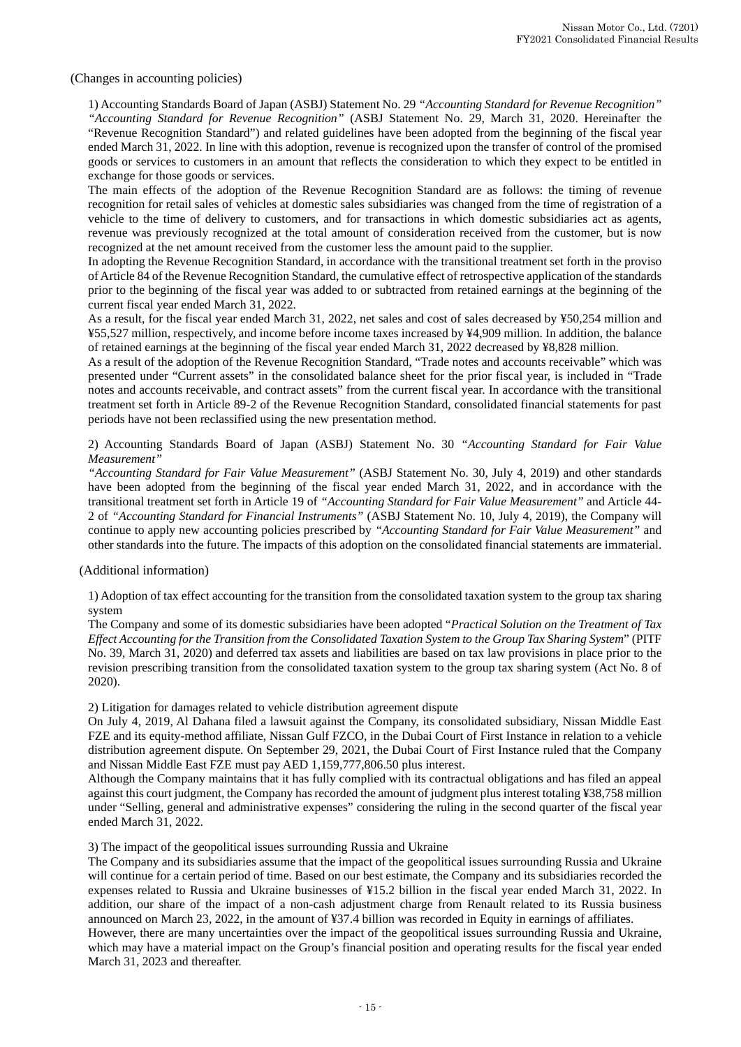(Changes in accounting policies)

1) Accounting Standards Board of Japan (ASBJ) Statement No. 29 *"Accounting Standard for Revenue Recognition"*
*"Accounting Standard for Revenue Recognition"* (ASBJ Statement No. 29, March 31, 2020. Hereinafter the "Revenue Recognition Standard") and related guidelines have been adopted from the beginning of the fiscal year ended March 31, 2022. In line with this adoption, revenue is recognized upon the transfer of control of the promised goods or services to customers in an amount that reflects the consideration to which they expect to be entitled in exchange for those goods or services.

The main effects of the adoption of the Revenue Recognition Standard are as follows: the timing of revenue recognition for retail sales of vehicles at domestic sales subsidiaries was changed from the time of registration of a vehicle to the time of delivery to customers, and for transactions in which domestic subsidiaries act as agents, revenue was previously recognized at the total amount of consideration received from the customer, but is now recognized at the net amount received from the customer less the amount paid to the supplier.

In adopting the Revenue Recognition Standard, in accordance with the transitional treatment set forth in the proviso of Article 84 of the Revenue Recognition Standard, the cumulative effect of retrospective application of the standards prior to the beginning of the fiscal year was added to or subtracted from retained earnings at the beginning of the current fiscal year ended March 31, 2022.

As a result, for the fiscal year ended March 31, 2022, net sales and cost of sales decreased by ¥50,254 million and ¥55,527 million, respectively, and income before income taxes increased by ¥4,909 million. In addition, the balance of retained earnings at the beginning of the fiscal year ended March 31, 2022 decreased by ¥8,828 million.

As a result of the adoption of the Revenue Recognition Standard, "Trade notes and accounts receivable" which was presented under "Current assets" in the consolidated balance sheet for the prior fiscal year, is included in "Trade notes and accounts receivable, and contract assets" from the current fiscal year. In accordance with the transitional treatment set forth in Article 89-2 of the Revenue Recognition Standard, consolidated financial statements for past periods have not been reclassified using the new presentation method.

2) Accounting Standards Board of Japan (ASBJ) Statement No. 30 *"Accounting Standard for Fair Value Measurement"*
*"Accounting Standard for Fair Value Measurement"* (ASBJ Statement No. 30, July 4, 2019) and other standards have been adopted from the beginning of the fiscal year ended March 31, 2022, and in accordance with the transitional treatment set forth in Article 19 of *"Accounting Standard for Fair Value Measurement"* and Article 44-2 of *"Accounting Standard for Financial Instruments"* (ASBJ Statement No. 10, July 4, 2019), the Company will continue to apply new accounting policies prescribed by *"Accounting Standard for Fair Value Measurement"* and other standards into the future. The impacts of this adoption on the consolidated financial statements are immaterial.

(Additional information)

1) Adoption of tax effect accounting for the transition from the consolidated taxation system to the group tax sharing system
The Company and some of its domestic subsidiaries have been adopted "*Practical Solution on the Treatment of Tax Effect Accounting for the Transition from the Consolidated Taxation System to the Group Tax Sharing System*" (PITF No. 39, March 31, 2020) and deferred tax assets and liabilities are based on tax law provisions in place prior to the revision prescribing transition from the consolidated taxation system to the group tax sharing system (Act No. 8 of 2020).

2) Litigation for damages related to vehicle distribution agreement dispute
On July 4, 2019, Al Dahana filed a lawsuit against the Company, its consolidated subsidiary, Nissan Middle East FZE and its equity-method affiliate, Nissan Gulf FZCO, in the Dubai Court of First Instance in relation to a vehicle distribution agreement dispute. On September 29, 2021, the Dubai Court of First Instance ruled that the Company and Nissan Middle East FZE must pay AED 1,159,777,806.50 plus interest.
Although the Company maintains that it has fully complied with its contractual obligations and has filed an appeal against this court judgment, the Company has recorded the amount of judgment plus interest totaling ¥38,758 million under "Selling, general and administrative expenses" considering the ruling in the second quarter of the fiscal year ended March 31, 2022.

3) The impact of the geopolitical issues surrounding Russia and Ukraine
The Company and its subsidiaries assume that the impact of the geopolitical issues surrounding Russia and Ukraine will continue for a certain period of time. Based on our best estimate, the Company and its subsidiaries recorded the expenses related to Russia and Ukraine businesses of ¥15.2 billion in the fiscal year ended March 31, 2022. In addition, our share of the impact of a non-cash adjustment charge from Renault related to its Russia business announced on March 23, 2022, in the amount of ¥37.4 billion was recorded in Equity in earnings of affiliates.
However, there are many uncertainties over the impact of the geopolitical issues surrounding Russia and Ukraine, which may have a material impact on the Group's financial position and operating results for the fiscal year ended March 31, 2023 and thereafter.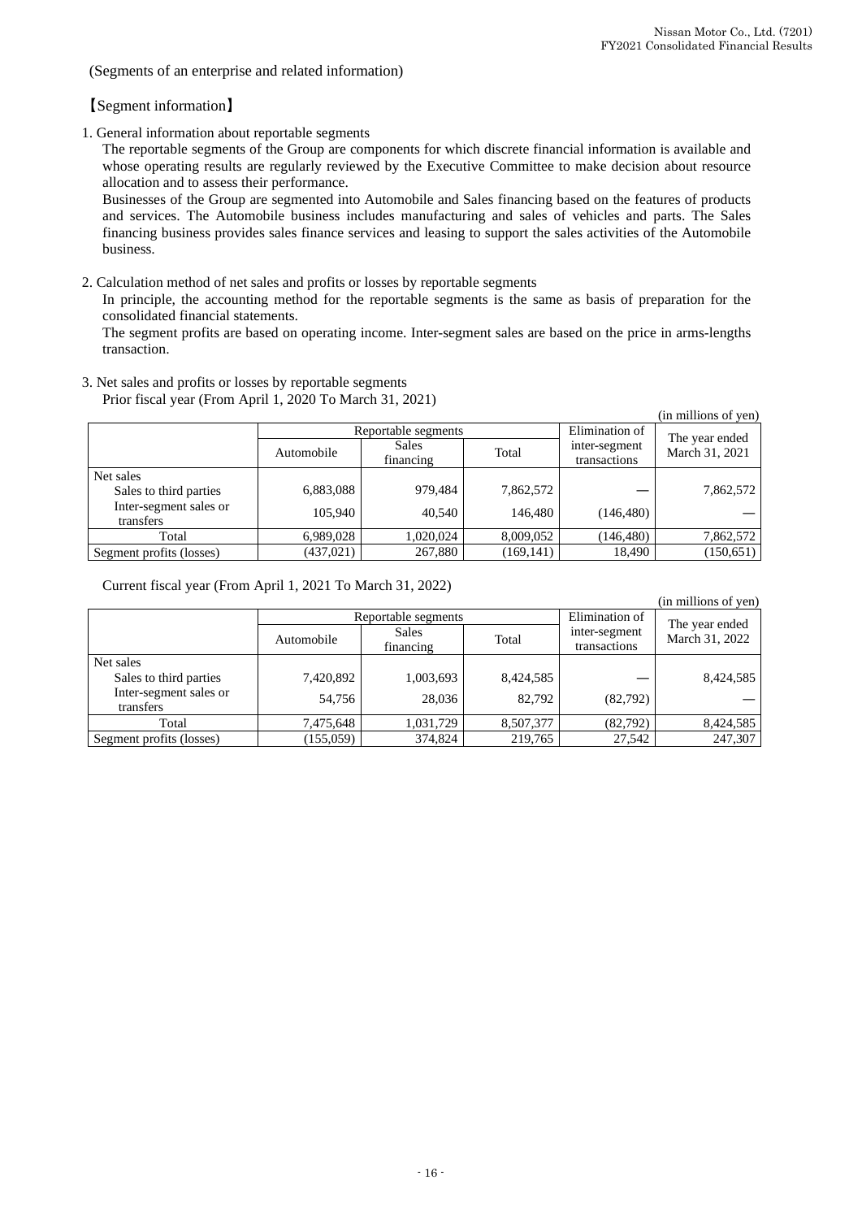(Segments of an enterprise and related information)

【Segment information】

1. General information about reportable segments

The reportable segments of the Group are components for which discrete financial information is available and whose operating results are regularly reviewed by the Executive Committee to make decision about resource allocation and to assess their performance.

Businesses of the Group are segmented into Automobile and Sales financing based on the features of products and services. The Automobile business includes manufacturing and sales of vehicles and parts. The Sales financing business provides sales finance services and leasing to support the sales activities of the Automobile business.

2. Calculation method of net sales and profits or losses by reportable segments

In principle, the accounting method for the reportable segments is the same as basis of preparation for the consolidated financial statements.

The segment profits are based on operating income. Inter-segment sales are based on the price in arms-lengths transaction.

3. Net sales and profits or losses by reportable segments

Prior fiscal year (From April 1, 2020 To March 31, 2021)

(in millions of yen)

| | Reportable segments | | | Elimination of inter-segment transactions | The year ended March 31, 2021 |
|---|---|---|---|---|---|
| | Automobile | Sales financing | Total | | |
| Net sales | | | | | |
| Sales to third parties | 6,883,088 | 979,484 | 7,862,572 | — | 7,862,572 |
| Inter-segment sales or transfers | 105,940 | 40,540 | 146,480 | (146,480) | — |
| Total | 6,989,028 | 1,020,024 | 8,009,052 | (146,480) | 7,862,572 |
| Segment profits (losses) | (437,021) | 267,880 | (169,141) | 18,490 | (150,651) |

Current fiscal year (From April 1, 2021 To March 31, 2022)

(in millions of yen)

| | Reportable segments | | | Elimination of inter-segment transactions | The year ended March 31, 2022 |
|---|---|---|---|---|---|
| | Automobile | Sales financing | Total | | |
| Net sales | | | | | |
| Sales to third parties | 7,420,892 | 1,003,693 | 8,424,585 | — | 8,424,585 |
| Inter-segment sales or transfers | 54,756 | 28,036 | 82,792 | (82,792) | — |
| Total | 7,475,648 | 1,031,729 | 8,507,377 | (82,792) | 8,424,585 |
| Segment profits (losses) | (155,059) | 374,824 | 219,765 | 27,542 | 247,307 |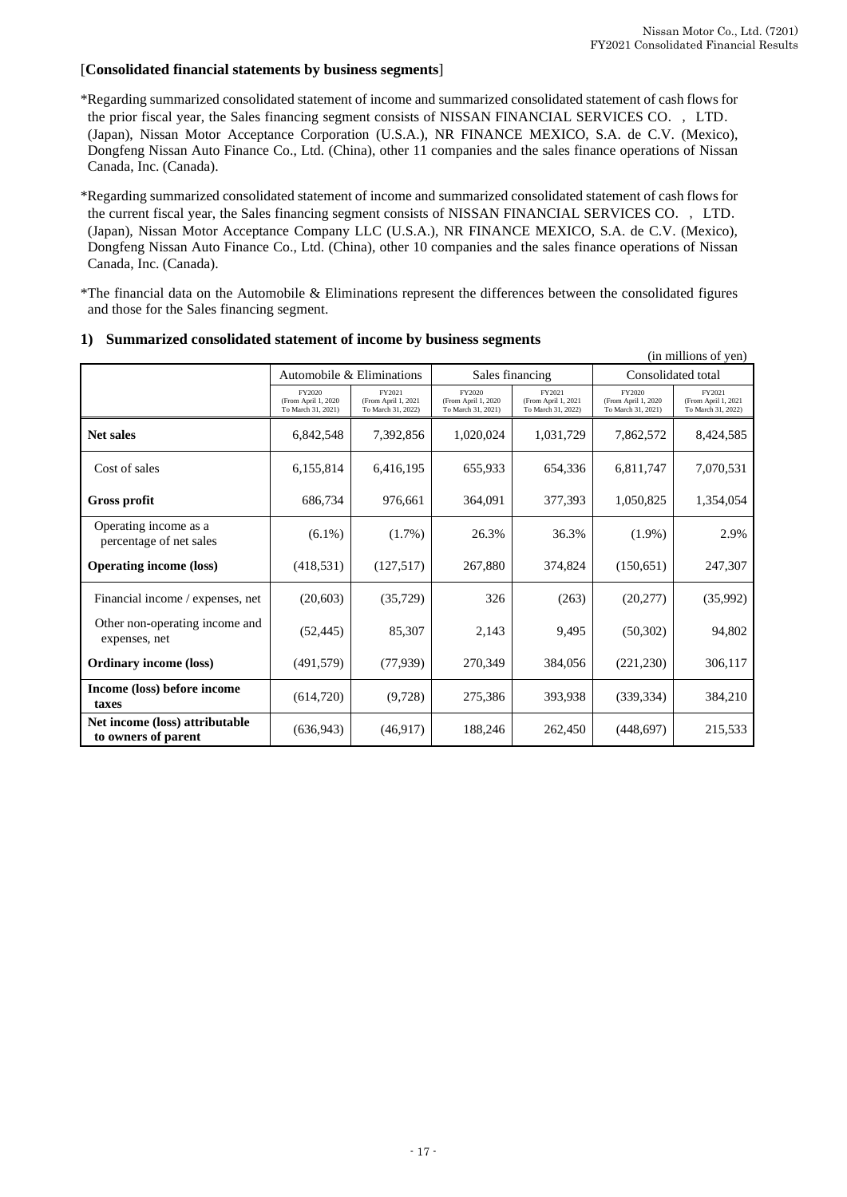[**Consolidated financial statements by business segments**]

*Regarding summarized consolidated statement of income and summarized consolidated statement of cash flows for the prior fiscal year, the Sales financing segment consists of NISSAN FINANCIAL SERVICES CO. , LTD. (Japan), Nissan Motor Acceptance Corporation (U.S.A.), NR FINANCE MEXICO, S.A. de C.V. (Mexico), Dongfeng Nissan Auto Finance Co., Ltd. (China), other 11 companies and the sales finance operations of Nissan Canada, Inc. (Canada).

*Regarding summarized consolidated statement of income and summarized consolidated statement of cash flows for the current fiscal year, the Sales financing segment consists of NISSAN FINANCIAL SERVICES CO. , LTD. (Japan), Nissan Motor Acceptance Company LLC (U.S.A.), NR FINANCE MEXICO, S.A. de C.V. (Mexico), Dongfeng Nissan Auto Finance Co., Ltd. (China), other 10 companies and the sales finance operations of Nissan Canada, Inc. (Canada).

*The financial data on the Automobile & Eliminations represent the differences between the consolidated figures and those for the Sales financing segment.

## 1) Summarized consolidated statement of income by business segments

(in millions of yen)

| | Automobile & Eliminations | | Sales financing | | Consolidated total | |
|---|---|---|---|---|---|---|
| | FY2020 (From April 1, 2020 To March 31, 2021) | FY2021 (From April 1, 2021 To March 31, 2022) | FY2020 (From April 1, 2020 To March 31, 2021) | FY2021 (From April 1, 2021 To March 31, 2022) | FY2020 (From April 1, 2020 To March 31, 2021) | FY2021 (From April 1, 2021 To March 31, 2022) |
| **Net sales** | 6,842,548 | 7,392,856 | 1,020,024 | 1,031,729 | 7,862,572 | 8,424,585 |
| Cost of sales | 6,155,814 | 6,416,195 | 655,933 | 654,336 | 6,811,747 | 7,070,531 |
| **Gross profit** | 686,734 | 976,661 | 364,091 | 377,393 | 1,050,825 | 1,354,054 |
| Operating income as a percentage of net sales | (6.1%) | (1.7%) | 26.3% | 36.3% | (1.9%) | 2.9% |
| **Operating income (loss)** | (418,531) | (127,517) | 267,880 | 374,824 | (150,651) | 247,307 |
| Financial income / expenses, net | (20,603) | (35,729) | 326 | (263) | (20,277) | (35,992) |
| Other non-operating income and expenses, net | (52,445) | 85,307 | 2,143 | 9,495 | (50,302) | 94,802 |
| **Ordinary income (loss)** | (491,579) | (77,939) | 270,349 | 384,056 | (221,230) | 306,117 |
| **Income (loss) before income taxes** | (614,720) | (9,728) | 275,386 | 393,938 | (339,334) | 384,210 |
| **Net income (loss) attributable to owners of parent** | (636,943) | (46,917) | 188,246 | 262,450 | (448,697) | 215,533 |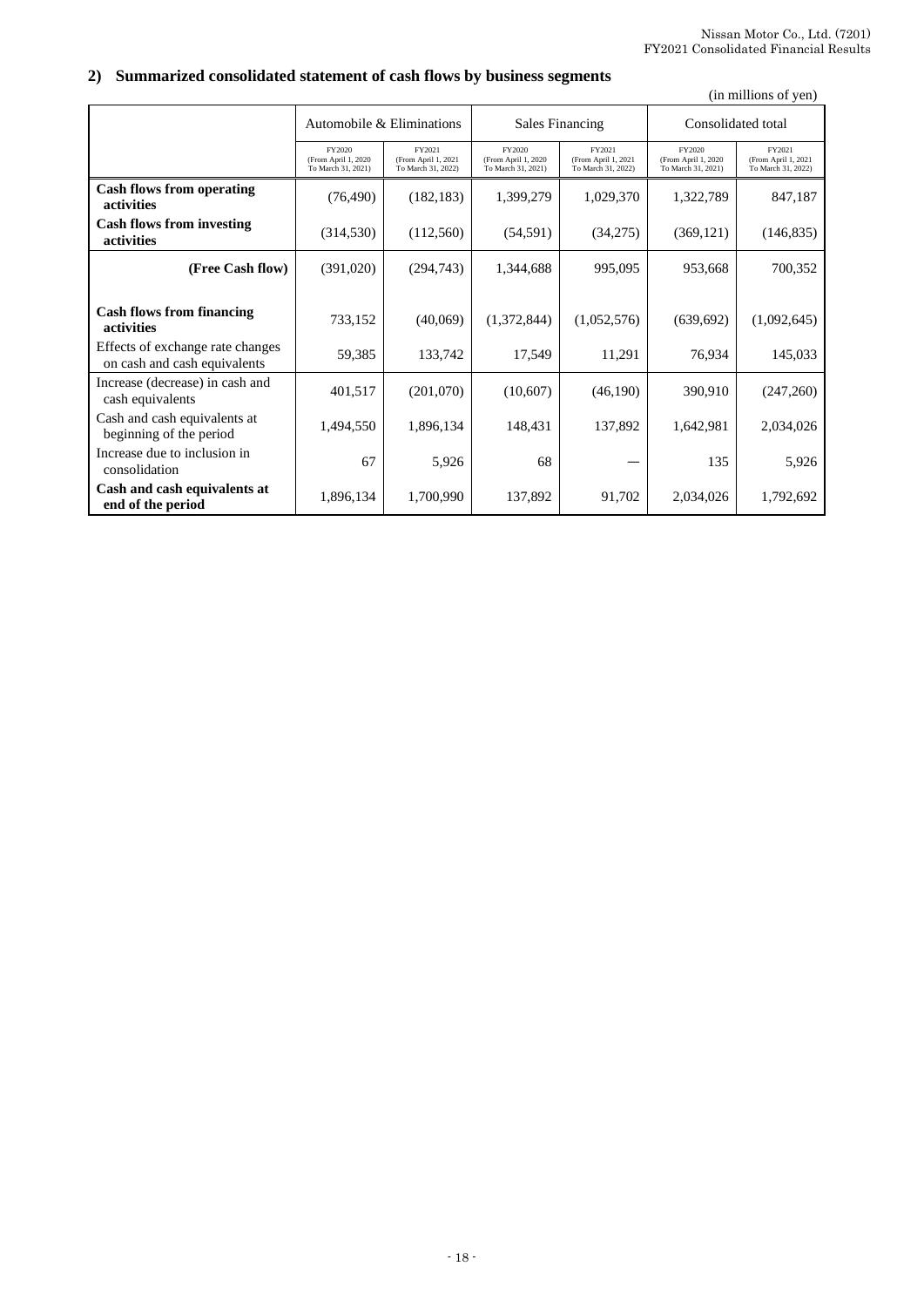## 2) Summarized consolidated statement of cash flows by business segments

(in millions of yen)

| | Automobile & Eliminations | | Sales Financing | | Consolidated total | |
|---|---|---|---|---|---|---|
| | FY2020 (From April 1, 2020 To March 31, 2021) | FY2021 (From April 1, 2021 To March 31, 2022) | FY2020 (From April 1, 2020 To March 31, 2021) | FY2021 (From April 1, 2021 To March 31, 2022) | FY2020 (From April 1, 2020 To March 31, 2021) | FY2021 (From April 1, 2021 To March 31, 2022) |
| **Cash flows from operating activities** | (76,490) | (182,183) | 1,399,279 | 1,029,370 | 1,322,789 | 847,187 |
| **Cash flows from investing activities** | (314,530) | (112,560) | (54,591) | (34,275) | (369,121) | (146,835) |
| **(Free Cash flow)** | (391,020) | (294,743) | 1,344,688 | 995,095 | 953,668 | 700,352 |
| **Cash flows from financing activities** | 733,152 | (40,069) | (1,372,844) | (1,052,576) | (639,692) | (1,092,645) |
| Effects of exchange rate changes on cash and cash equivalents | 59,385 | 133,742 | 17,549 | 11,291 | 76,934 | 145,033 |
| Increase (decrease) in cash and cash equivalents | 401,517 | (201,070) | (10,607) | (46,190) | 390,910 | (247,260) |
| Cash and cash equivalents at beginning of the period | 1,494,550 | 1,896,134 | 148,431 | 137,892 | 1,642,981 | 2,034,026 |
| Increase due to inclusion in consolidation | 67 | 5,926 | 68 | — | 135 | 5,926 |
| **Cash and cash equivalents at end of the period** | 1,896,134 | 1,700,990 | 137,892 | 91,702 | 2,034,026 | 1,792,692 |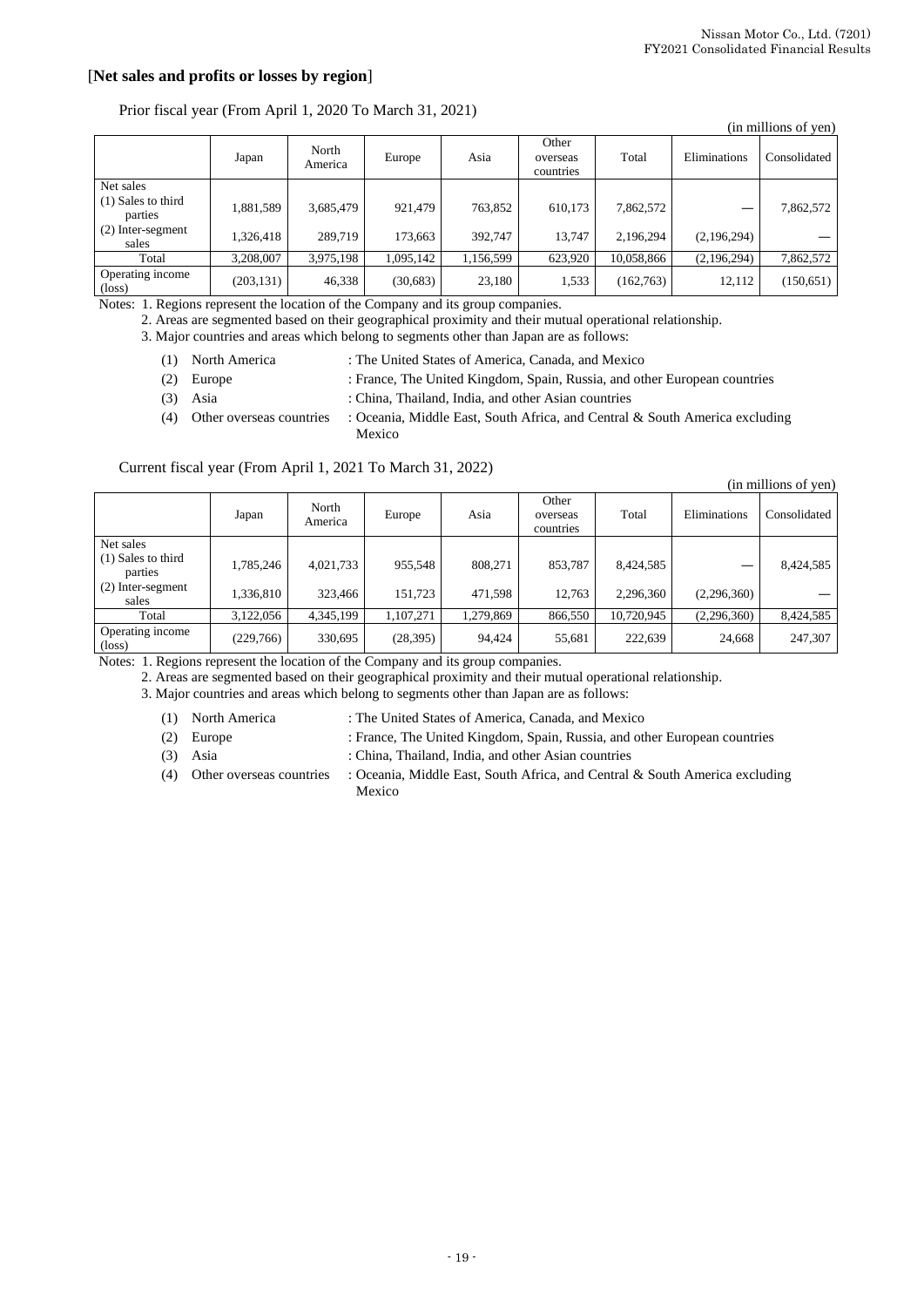[**Net sales and profits or losses by region**]

Prior fiscal year (From April 1, 2020 To March 31, 2021)

(in millions of yen)

| | Japan | North America | Europe | Asia | Other overseas countries | Total | Eliminations | Consolidated |
|---|---|---|---|---|---|---|---|---|
| Net sales<br>(1) Sales to third parties | 1,881,589 | 3,685,479 | 921,479 | 763,852 | 610,173 | 7,862,572 | — | 7,862,572 |
| (2) Inter-segment sales | 1,326,418 | 289,719 | 173,663 | 392,747 | 13,747 | 2,196,294 | (2,196,294) | — |
| Total | 3,208,007 | 3,975,198 | 1,095,142 | 1,156,599 | 623,920 | 10,058,866 | (2,196,294) | 7,862,572 |
| Operating income (loss) | (203,131) | 46,338 | (30,683) | 23,180 | 1,533 | (162,763) | 12,112 | (150,651) |

Notes: 1. Regions represent the location of the Company and its group companies.

2. Areas are segmented based on their geographical proximity and their mutual operational relationship.

3. Major countries and areas which belong to segments other than Japan are as follows:

(1) North America : The United States of America, Canada, and Mexico

(2) Europe : France, The United Kingdom, Spain, Russia, and other European countries

(3) Asia : China, Thailand, India, and other Asian countries

(4) Other overseas countries : Oceania, Middle East, South Africa, and Central & South America excluding Mexico

Current fiscal year (From April 1, 2021 To March 31, 2022)

(in millions of yen)

| | Japan | North America | Europe | Asia | Other overseas countries | Total | Eliminations | Consolidated |
|---|---|---|---|---|---|---|---|---|
| Net sales<br>(1) Sales to third parties | 1,785,246 | 4,021,733 | 955,548 | 808,271 | 853,787 | 8,424,585 | — | 8,424,585 |
| (2) Inter-segment sales | 1,336,810 | 323,466 | 151,723 | 471,598 | 12,763 | 2,296,360 | (2,296,360) | — |
| Total | 3,122,056 | 4,345,199 | 1,107,271 | 1,279,869 | 866,550 | 10,720,945 | (2,296,360) | 8,424,585 |
| Operating income (loss) | (229,766) | 330,695 | (28,395) | 94,424 | 55,681 | 222,639 | 24,668 | 247,307 |

Notes: 1. Regions represent the location of the Company and its group companies.

2. Areas are segmented based on their geographical proximity and their mutual operational relationship.

3. Major countries and areas which belong to segments other than Japan are as follows:

(1) North America : The United States of America, Canada, and Mexico

(2) Europe : France, The United Kingdom, Spain, Russia, and other European countries

(3) Asia : China, Thailand, India, and other Asian countries

(4) Other overseas countries : Oceania, Middle East, South Africa, and Central & South America excluding Mexico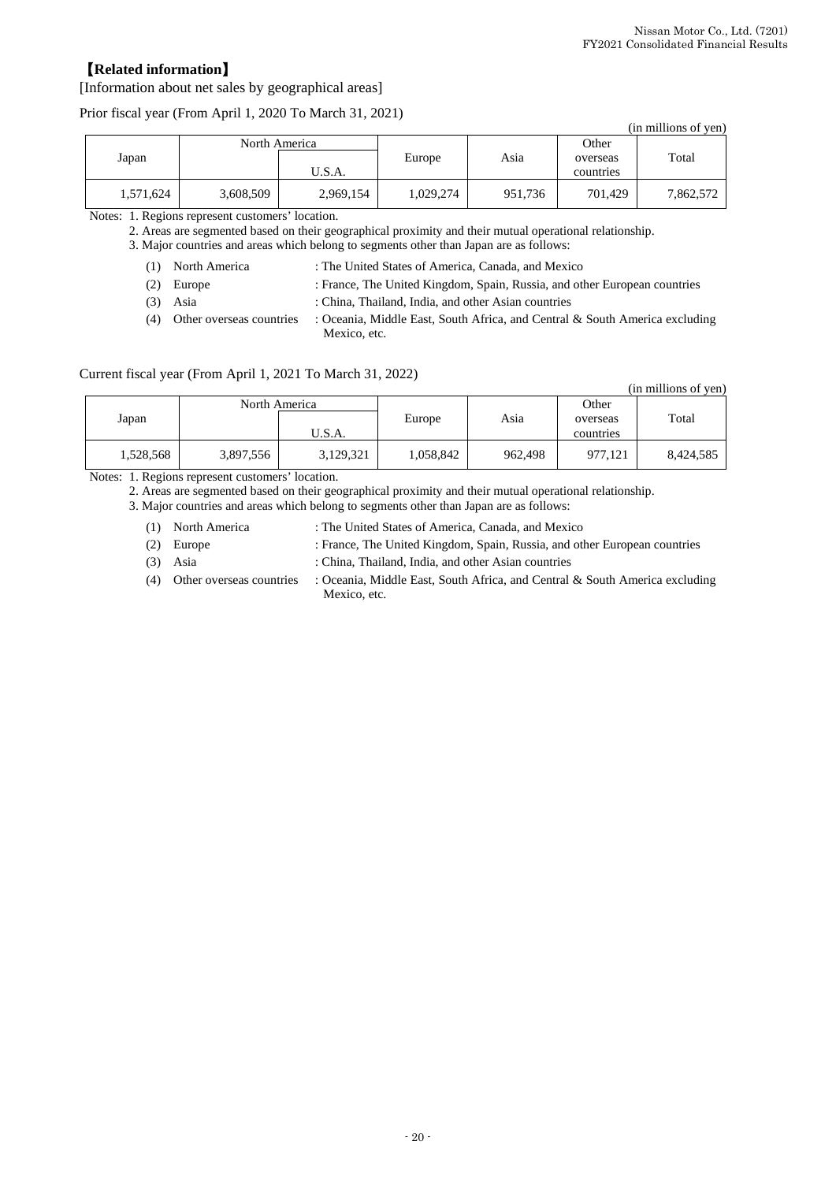## 【Related information】

[Information about net sales by geographical areas]

Prior fiscal year (From April 1, 2020 To March 31, 2021)

(in millions of yen)

| Japan | North America | | Europe | Asia | Other overseas countries | Total |
|---|---|---|---|---|---|---|
| | | U.S.A. | | | | |
| 1,571,624 | 3,608,509 | 2,969,154 | 1,029,274 | 951,736 | 701,429 | 7,862,572 |

Notes: 1. Regions represent customers' location.

2. Areas are segmented based on their geographical proximity and their mutual operational relationship.

3. Major countries and areas which belong to segments other than Japan are as follows:

(1) North America : The United States of America, Canada, and Mexico

(2) Europe : France, The United Kingdom, Spain, Russia, and other European countries

(3) Asia : China, Thailand, India, and other Asian countries

(4) Other overseas countries : Oceania, Middle East, South Africa, and Central & South America excluding Mexico, etc.

Current fiscal year (From April 1, 2021 To March 31, 2022)

(in millions of yen)

| Japan | North America | | Europe | Asia | Other overseas countries | Total |
|---|---|---|---|---|---|---|
| | | U.S.A. | | | | |
| 1,528,568 | 3,897,556 | 3,129,321 | 1,058,842 | 962,498 | 977,121 | 8,424,585 |

Notes: 1. Regions represent customers' location.

2. Areas are segmented based on their geographical proximity and their mutual operational relationship.

3. Major countries and areas which belong to segments other than Japan are as follows:

(1) North America : The United States of America, Canada, and Mexico

(2) Europe : France, The United Kingdom, Spain, Russia, and other European countries

(3) Asia : China, Thailand, India, and other Asian countries

(4) Other overseas countries : Oceania, Middle East, South Africa, and Central & South America excluding Mexico, etc.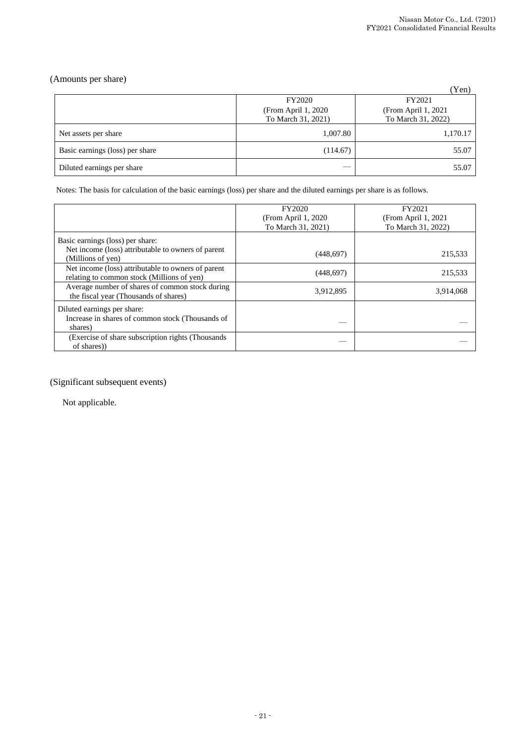(Amounts per share)

(Yen)

| | FY2020 (From April 1, 2020 To March 31, 2021) | FY2021 (From April 1, 2021 To March 31, 2022) |
|---|---|---|
| Net assets per share | 1,007.80 | 1,170.17 |
| Basic earnings (loss) per share | (114.67) | 55.07 |
| Diluted earnings per share | — | 55.07 |

Notes: The basis for calculation of the basic earnings (loss) per share and the diluted earnings per share is as follows.

| | FY2020 (From April 1, 2020 To March 31, 2021) | FY2021 (From April 1, 2021 To March 31, 2022) |
|---|---|---|
| Basic earnings (loss) per share: Net income (loss) attributable to owners of parent (Millions of yen) | (448,697) | 215,533 |
| Net income (loss) attributable to owners of parent relating to common stock (Millions of yen) | (448,697) | 215,533 |
| Average number of shares of common stock during the fiscal year (Thousands of shares) | 3,912,895 | 3,914,068 |
| Diluted earnings per share: Increase in shares of common stock (Thousands of shares) | — | — |
| (Exercise of share subscription rights (Thousands of shares)) | — | — |

(Significant subsequent events)

Not applicable.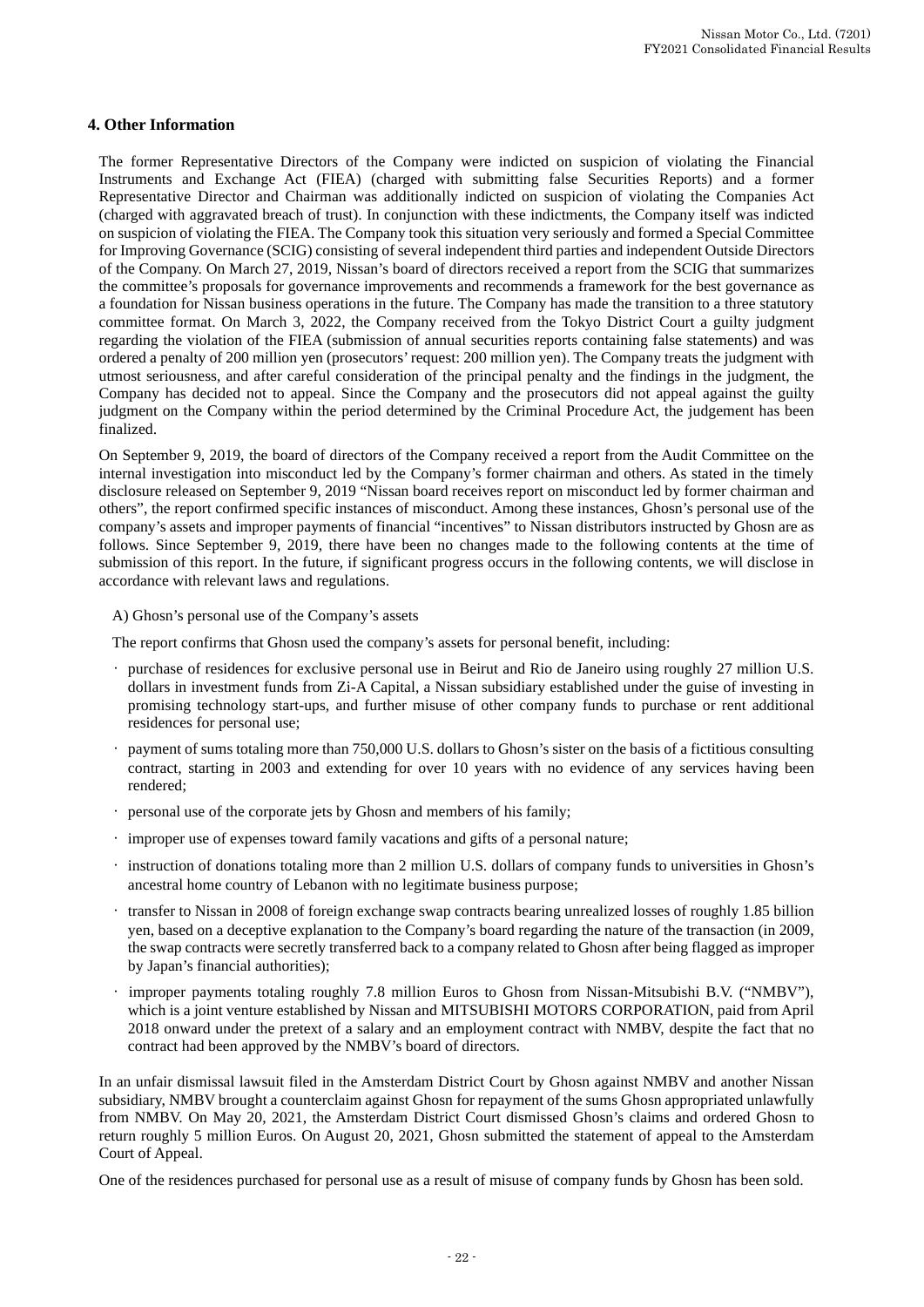## 4. Other Information

The former Representative Directors of the Company were indicted on suspicion of violating the Financial Instruments and Exchange Act (FIEA) (charged with submitting false Securities Reports) and a former Representative Director and Chairman was additionally indicted on suspicion of violating the Companies Act (charged with aggravated breach of trust). In conjunction with these indictments, the Company itself was indicted on suspicion of violating the FIEA. The Company took this situation very seriously and formed a Special Committee for Improving Governance (SCIG) consisting of several independent third parties and independent Outside Directors of the Company. On March 27, 2019, Nissan's board of directors received a report from the SCIG that summarizes the committee's proposals for governance improvements and recommends a framework for the best governance as a foundation for Nissan business operations in the future. The Company has made the transition to a three statutory committee format. On March 3, 2022, the Company received from the Tokyo District Court a guilty judgment regarding the violation of the FIEA (submission of annual securities reports containing false statements) and was ordered a penalty of 200 million yen (prosecutors' request: 200 million yen). The Company treats the judgment with utmost seriousness, and after careful consideration of the principal penalty and the findings in the judgment, the Company has decided not to appeal. Since the Company and the prosecutors did not appeal against the guilty judgment on the Company within the period determined by the Criminal Procedure Act, the judgement has been finalized.

On September 9, 2019, the board of directors of the Company received a report from the Audit Committee on the internal investigation into misconduct led by the Company's former chairman and others. As stated in the timely disclosure released on September 9, 2019 "Nissan board receives report on misconduct led by former chairman and others", the report confirmed specific instances of misconduct. Among these instances, Ghosn's personal use of the company's assets and improper payments of financial "incentives" to Nissan distributors instructed by Ghosn are as follows. Since September 9, 2019, there have been no changes made to the following contents at the time of submission of this report. In the future, if significant progress occurs in the following contents, we will disclose in accordance with relevant laws and regulations.

A) Ghosn's personal use of the Company's assets

The report confirms that Ghosn used the company's assets for personal benefit, including:

- purchase of residences for exclusive personal use in Beirut and Rio de Janeiro using roughly 27 million U.S. dollars in investment funds from Zi-A Capital, a Nissan subsidiary established under the guise of investing in promising technology start-ups, and further misuse of other company funds to purchase or rent additional residences for personal use;
- payment of sums totaling more than 750,000 U.S. dollars to Ghosn's sister on the basis of a fictitious consulting contract, starting in 2003 and extending for over 10 years with no evidence of any services having been rendered;
- personal use of the corporate jets by Ghosn and members of his family;
- improper use of expenses toward family vacations and gifts of a personal nature;
- instruction of donations totaling more than 2 million U.S. dollars of company funds to universities in Ghosn's ancestral home country of Lebanon with no legitimate business purpose;
- transfer to Nissan in 2008 of foreign exchange swap contracts bearing unrealized losses of roughly 1.85 billion yen, based on a deceptive explanation to the Company's board regarding the nature of the transaction (in 2009, the swap contracts were secretly transferred back to a company related to Ghosn after being flagged as improper by Japan's financial authorities);
- improper payments totaling roughly 7.8 million Euros to Ghosn from Nissan-Mitsubishi B.V. ("NMBV"), which is a joint venture established by Nissan and MITSUBISHI MOTORS CORPORATION, paid from April 2018 onward under the pretext of a salary and an employment contract with NMBV, despite the fact that no contract had been approved by the NMBV's board of directors.

In an unfair dismissal lawsuit filed in the Amsterdam District Court by Ghosn against NMBV and another Nissan subsidiary, NMBV brought a counterclaim against Ghosn for repayment of the sums Ghosn appropriated unlawfully from NMBV. On May 20, 2021, the Amsterdam District Court dismissed Ghosn's claims and ordered Ghosn to return roughly 5 million Euros. On August 20, 2021, Ghosn submitted the statement of appeal to the Amsterdam Court of Appeal.

One of the residences purchased for personal use as a result of misuse of company funds by Ghosn has been sold.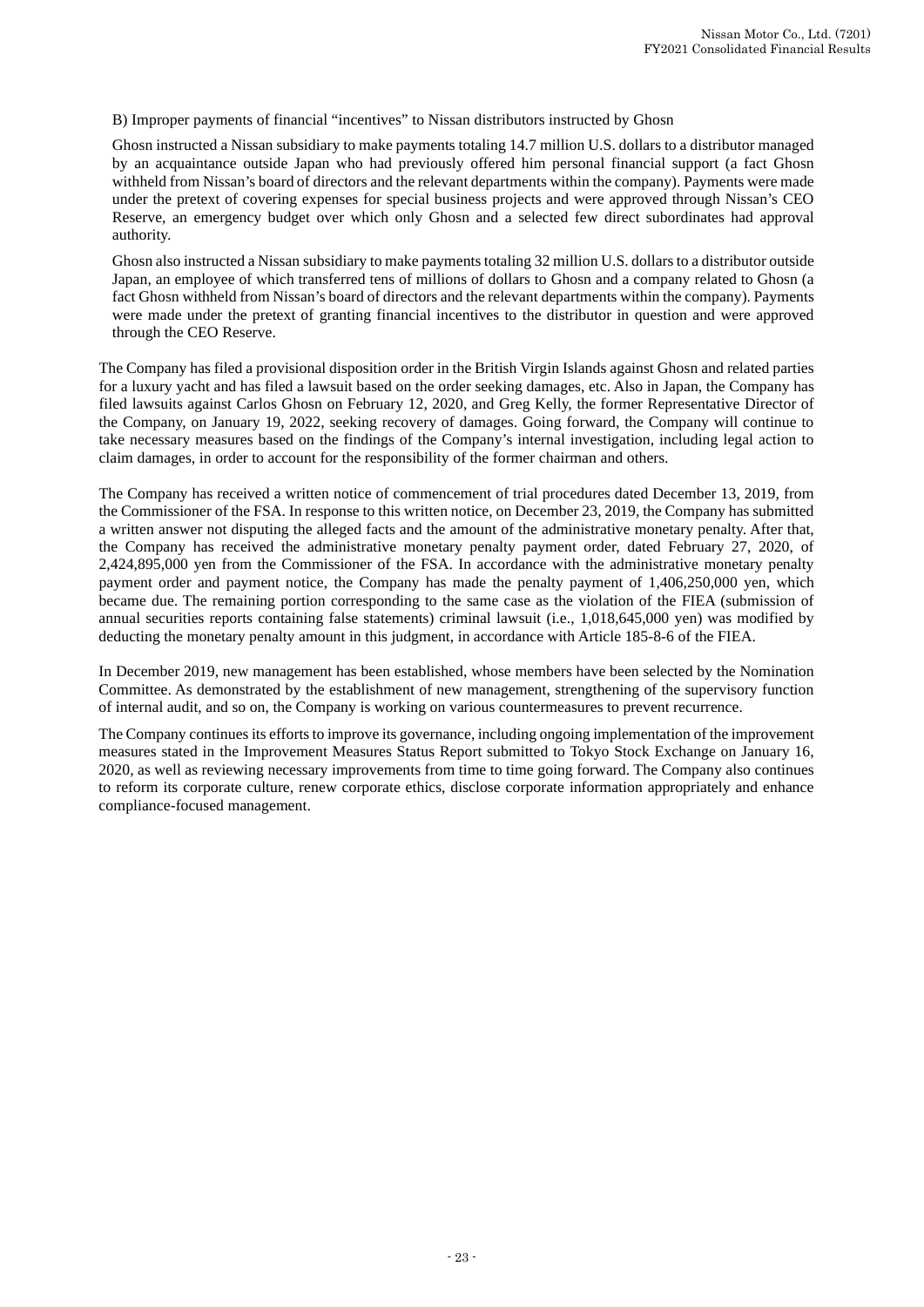B) Improper payments of financial "incentives" to Nissan distributors instructed by Ghosn

Ghosn instructed a Nissan subsidiary to make payments totaling 14.7 million U.S. dollars to a distributor managed by an acquaintance outside Japan who had previously offered him personal financial support (a fact Ghosn withheld from Nissan's board of directors and the relevant departments within the company). Payments were made under the pretext of covering expenses for special business projects and were approved through Nissan's CEO Reserve, an emergency budget over which only Ghosn and a selected few direct subordinates had approval authority.

Ghosn also instructed a Nissan subsidiary to make payments totaling 32 million U.S. dollars to a distributor outside Japan, an employee of which transferred tens of millions of dollars to Ghosn and a company related to Ghosn (a fact Ghosn withheld from Nissan's board of directors and the relevant departments within the company). Payments were made under the pretext of granting financial incentives to the distributor in question and were approved through the CEO Reserve.

The Company has filed a provisional disposition order in the British Virgin Islands against Ghosn and related parties for a luxury yacht and has filed a lawsuit based on the order seeking damages, etc. Also in Japan, the Company has filed lawsuits against Carlos Ghosn on February 12, 2020, and Greg Kelly, the former Representative Director of the Company, on January 19, 2022, seeking recovery of damages. Going forward, the Company will continue to take necessary measures based on the findings of the Company's internal investigation, including legal action to claim damages, in order to account for the responsibility of the former chairman and others.

The Company has received a written notice of commencement of trial procedures dated December 13, 2019, from the Commissioner of the FSA. In response to this written notice, on December 23, 2019, the Company has submitted a written answer not disputing the alleged facts and the amount of the administrative monetary penalty. After that, the Company has received the administrative monetary penalty payment order, dated February 27, 2020, of 2,424,895,000 yen from the Commissioner of the FSA. In accordance with the administrative monetary penalty payment order and payment notice, the Company has made the penalty payment of 1,406,250,000 yen, which became due. The remaining portion corresponding to the same case as the violation of the FIEA (submission of annual securities reports containing false statements) criminal lawsuit (i.e., 1,018,645,000 yen) was modified by deducting the monetary penalty amount in this judgment, in accordance with Article 185-8-6 of the FIEA.

In December 2019, new management has been established, whose members have been selected by the Nomination Committee. As demonstrated by the establishment of new management, strengthening of the supervisory function of internal audit, and so on, the Company is working on various countermeasures to prevent recurrence.

The Company continues its efforts to improve its governance, including ongoing implementation of the improvement measures stated in the Improvement Measures Status Report submitted to Tokyo Stock Exchange on January 16, 2020, as well as reviewing necessary improvements from time to time going forward. The Company also continues to reform its corporate culture, renew corporate ethics, disclose corporate information appropriately and enhance compliance-focused management.